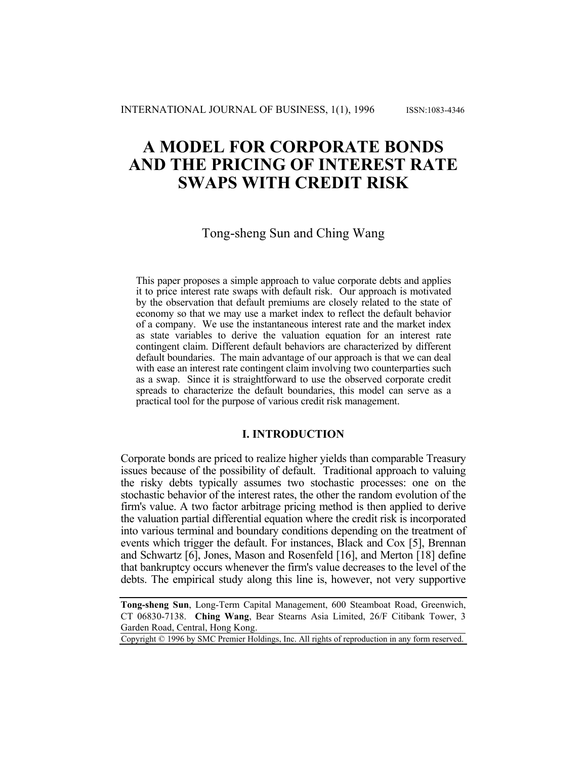# A MODEL FOR CORPORATE BONDS AND THE PRICING OF INTEREST RATE SWAPS WITH CREDIT RISK

Tong-sheng Sun and Ching Wang

This paper proposes a simple approach to value corporate debts and applies it to price interest rate swaps with default risk. Our approach is motivated by the observation that default premiums are closely related to the state of economy so that we may use a market index to reflect the default behavior of a company. We use the instantaneous interest rate and the market index as state variables to derive the valuation equation for an interest rate contingent claim. Different default behaviors are characterized by different default boundaries. The main advantage of our approach is that we can deal with ease an interest rate contingent claim involving two counterparties such as a swap. Since it is straightforward to use the observed corporate credit spreads to characterize the default boundaries, this model can serve as a practical tool for the purpose of various credit risk management.

## I. INTRODUCTION

Corporate bonds are priced to realize higher yields than comparable Treasury issues because of the possibility of default. Traditional approach to valuing the risky debts typically assumes two stochastic processes: one on the stochastic behavior of the interest rates, the other the random evolution of the firm's value. A two factor arbitrage pricing method is then applied to derive the valuation partial differential equation where the credit risk is incorporated into various terminal and boundary conditions depending on the treatment of events which trigger the default. For instances, Black and Cox [5], Brennan and Schwartz [6], Jones, Mason and Rosenfeld [16], and Merton [18] define that bankruptcy occurs whenever the firm's value decreases to the level of the debts. The empirical study along this line is, however, not very supportive

---

**Tong-sheng Sun**, Long-Term Capital Management, 600 Steamboat Road, Greenwich, CT 06830-7138. **Ching Wang**, Bear Stearns Asia Limited, 26/F Citibank Tower, 3 Garden Road, Central, Hong Kong.

Copyright © 1996 by SMC Premier Holdings, Inc. All rights of reproduction in any form reserved.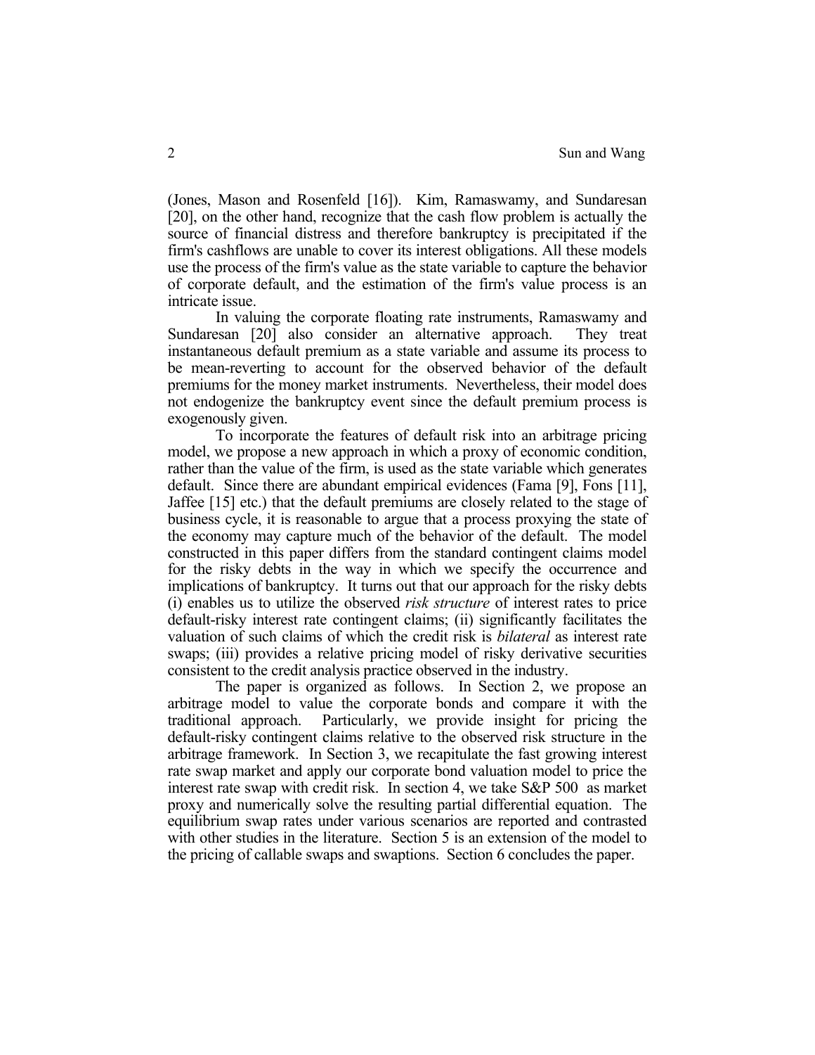(Jones, Mason and Rosenfeld [16]). Kim, Ramaswamy, and Sundaresan [20], on the other hand, recognize that the cash flow problem is actually the source of financial distress and therefore bankruptcy is precipitated if the firm's cashflows are unable to cover its interest obligations. All these models use the process of the firm's value as the state variable to capture the behavior of corporate default, and the estimation of the firm's value process is an intricate issue.

In valuing the corporate floating rate instruments, Ramaswamy and Sundaresan [20] also consider an alternative approach. They treat instantaneous default premium as a state variable and assume its process to be mean-reverting to account for the observed behavior of the default premiums for the money market instruments. Nevertheless, their model does not endogenize the bankruptcy event since the default premium process is exogenously given.

To incorporate the features of default risk into an arbitrage pricing model, we propose a new approach in which a proxy of economic condition, rather than the value of the firm, is used as the state variable which generates default. Since there are abundant empirical evidences (Fama [9], Fons [11], Jaffee [15] etc.) that the default premiums are closely related to the stage of business cycle, it is reasonable to argue that a process proxying the state of the economy may capture much of the behavior of the default. The model constructed in this paper differs from the standard contingent claims model for the risky debts in the way in which we specify the occurrence and implications of bankruptcy. It turns out that our approach for the risky debts (i) enables us to utilize the observed *risk structure* of interest rates to price default-risky interest rate contingent claims; (ii) significantly facilitates the valuation of such claims of which the credit risk is *bilateral* as interest rate swaps; (iii) provides a relative pricing model of risky derivative securities consistent to the credit analysis practice observed in the industry.

The paper is organized as follows. In Section 2, we propose an arbitrage model to value the corporate bonds and compare it with the traditional approach. Particularly, we provide insight for pricing the default-risky contingent claims relative to the observed risk structure in the arbitrage framework. In Section 3, we recapitulate the fast growing interest rate swap market and apply our corporate bond valuation model to price the interest rate swap with credit risk. In section 4, we take S&P 500 as market proxy and numerically solve the resulting partial differential equation. The equilibrium swap rates under various scenarios are reported and contrasted with other studies in the literature. Section 5 is an extension of the model to the pricing of callable swaps and swaptions. Section 6 concludes the paper.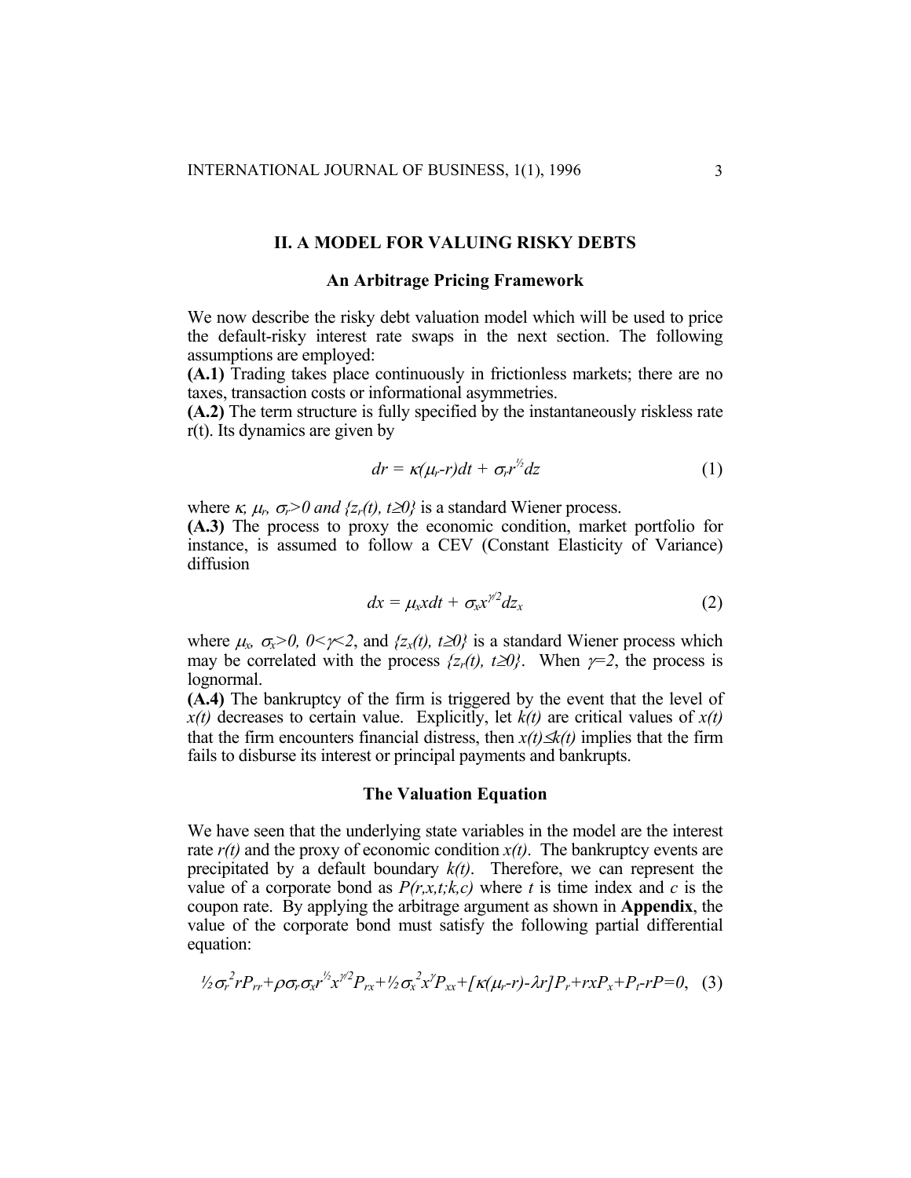## II. A MODEL FOR VALUING RISKY DEBTS

### An Arbitrage Pricing Framework

We now describe the risky debt valuation model which will be used to price the default-risky interest rate swaps in the next section. The following assumptions are employed:

**(A.1)** Trading takes place continuously in frictionless markets; there are no taxes, transaction costs or informational asymmetries.

**(A.2)** The term structure is fully specified by the instantaneously riskless rate r(t). Its dynamics are given by

$$dr = \kappa(\mu_r - r)dt + \sigma_r r^{1/2} dz \tag{1}$$

where $\kappa$; $\mu_r$, $\sigma_r > 0$ *and* $\{z_r(t), t \geq 0\}$ is a standard Wiener process.

**(A.3)** The process to proxy the economic condition, market portfolio for instance, is assumed to follow a CEV (Constant Elasticity of Variance) diffusion

$$dx = \mu_x x dt + \sigma_x x^{\gamma/2} dz_x \tag{2}$$

where $\mu_x$, $\sigma_x > 0$, $0 < \gamma < 2$, and $\{z_x(t), t \geq 0\}$ is a standard Wiener process which may be correlated with the process $\{z_r(t), t \geq 0\}$. When $\gamma = 2$, the process is lognormal.

**(A.4)** The bankruptcy of the firm is triggered by the event that the level of $x(t)$ decreases to certain value. Explicitly, let $k(t)$ are critical values of $x(t)$ that the firm encounters financial distress, then $x(t) \leq k(t)$ implies that the firm fails to disburse its interest or principal payments and bankrupts.

### The Valuation Equation

We have seen that the underlying state variables in the model are the interest rate $r(t)$ and the proxy of economic condition $x(t)$. The bankruptcy events are precipitated by a default boundary $k(t)$. Therefore, we can represent the value of a corporate bond as $P(r,x,t;k,c)$ where $t$ is time index and $c$ is the coupon rate. By applying the arbitrage argument as shown in **Appendix**, the value of the corporate bond must satisfy the following partial differential equation:

$$\tfrac{1}{2}\sigma_r^2 r P_{rr} + \rho\sigma_r\sigma_x r^{1/2} x^{\gamma/2} P_{rx} + \tfrac{1}{2}\sigma_x^2 x^{\gamma} P_{xx} + [\kappa(\mu_r - r) - \lambda r]P_r + rxP_x + P_t - rP = 0, \tag{3}$$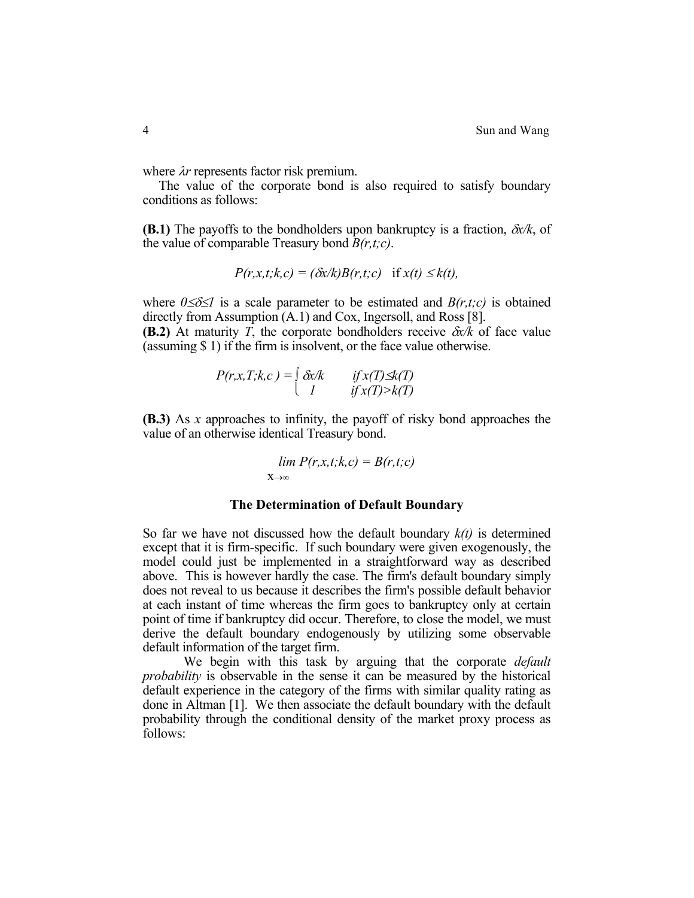where $\lambda r$ represents factor risk premium.

The value of the corporate bond is also required to satisfy boundary conditions as follows:

**(B.1)** The payoffs to the bondholders upon bankruptcy is a fraction, $\delta x/k$, of the value of comparable Treasury bond $B(r,t;c)$.

$$P(r,x,t;k,c) = (\delta x/k)B(r,t;c) \quad \text{if } x(t) \leq k(t),$$

where $0 \leq \delta \leq 1$ is a scale parameter to be estimated and $B(r,t;c)$ is obtained directly from Assumption (A.1) and Cox, Ingersoll, and Ross [8].

**(B.2)** At maturity $T$, the corporate bondholders receive $\delta x/k$ of face value (assuming \$ 1) if the firm is insolvent, or the face value otherwise.

$$P(r,x,T;k,c) = \begin{cases} \delta x/k & \text{if } x(T) \leq k(T) \\ 1 & \text{if } x(T) > k(T) \end{cases}$$

**(B.3)** As $x$ approaches to infinity, the payoff of risky bond approaches the value of an otherwise identical Treasury bond.

$$\lim_{x \to \infty} P(r,x,t;k,c) = B(r,t;c)$$

### The Determination of Default Boundary

So far we have not discussed how the default boundary $k(t)$ is determined except that it is firm-specific. If such boundary were given exogenously, the model could just be implemented in a straightforward way as described above. This is however hardly the case. The firm's default boundary simply does not reveal to us because it describes the firm's possible default behavior at each instant of time whereas the firm goes to bankruptcy only at certain point of time if bankruptcy did occur. Therefore, to close the model, we must derive the default boundary endogenously by utilizing some observable default information of the target firm.

We begin with this task by arguing that the corporate *default probability* is observable in the sense it can be measured by the historical default experience in the category of the firms with similar quality rating as done in Altman [1]. We then associate the default boundary with the default probability through the conditional density of the market proxy process as follows: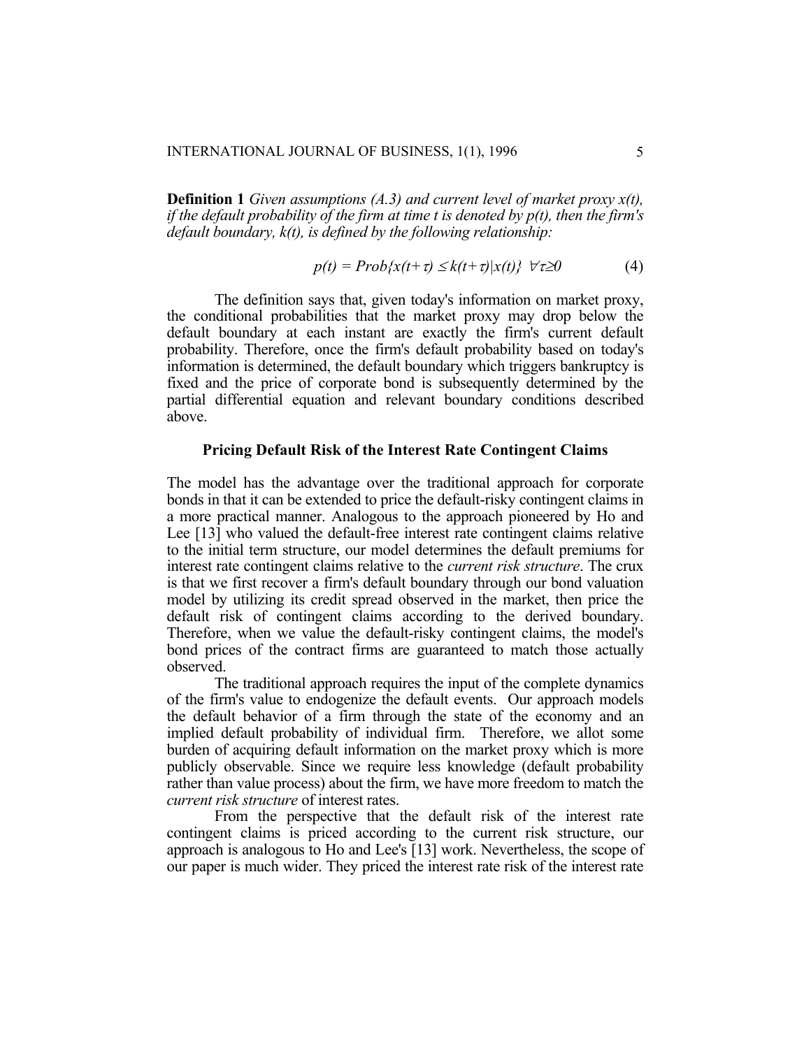**Definition 1** *Given assumptions (A.3) and current level of market proxy $x(t)$, if the default probability of the firm at time t is denoted by $p(t)$, then the firm's default boundary, $k(t)$, is defined by the following relationship:*

$$p(t) = Prob\{x(t+\tau) \leq k(t+\tau)|x(t)\} \quad \forall \tau \geq 0 \tag{4}$$

The definition says that, given today's information on market proxy, the conditional probabilities that the market proxy may drop below the default boundary at each instant are exactly the firm's current default probability. Therefore, once the firm's default probability based on today's information is determined, the default boundary which triggers bankruptcy is fixed and the price of corporate bond is subsequently determined by the partial differential equation and relevant boundary conditions described above.

## Pricing Default Risk of the Interest Rate Contingent Claims

The model has the advantage over the traditional approach for corporate bonds in that it can be extended to price the default-risky contingent claims in a more practical manner. Analogous to the approach pioneered by Ho and Lee [13] who valued the default-free interest rate contingent claims relative to the initial term structure, our model determines the default premiums for interest rate contingent claims relative to the *current risk structure*. The crux is that we first recover a firm's default boundary through our bond valuation model by utilizing its credit spread observed in the market, then price the default risk of contingent claims according to the derived boundary. Therefore, when we value the default-risky contingent claims, the model's bond prices of the contract firms are guaranteed to match those actually observed.

The traditional approach requires the input of the complete dynamics of the firm's value to endogenize the default events. Our approach models the default behavior of a firm through the state of the economy and an implied default probability of individual firm. Therefore, we allot some burden of acquiring default information on the market proxy which is more publicly observable. Since we require less knowledge (default probability rather than value process) about the firm, we have more freedom to match the *current risk structure* of interest rates.

From the perspective that the default risk of the interest rate contingent claims is priced according to the current risk structure, our approach is analogous to Ho and Lee's [13] work. Nevertheless, the scope of our paper is much wider. They priced the interest rate risk of the interest rate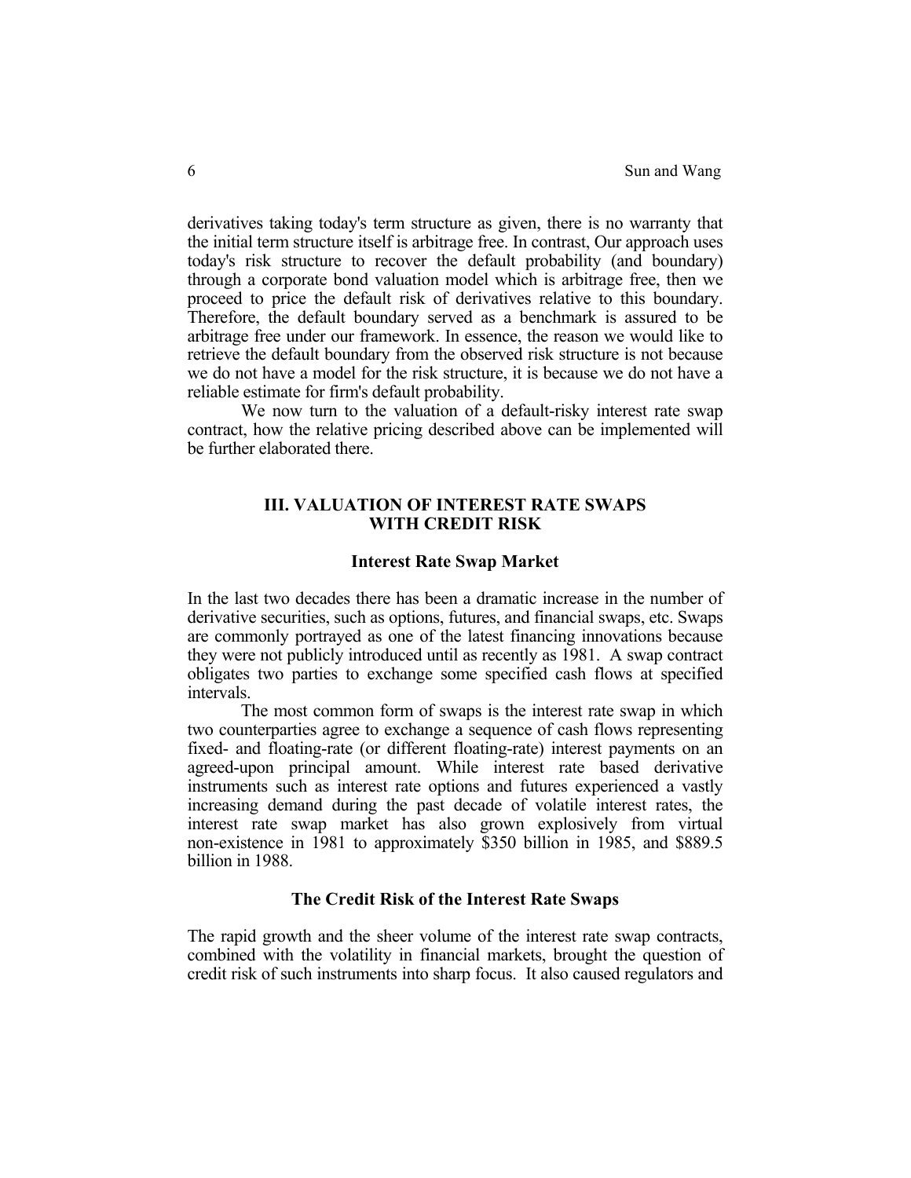derivatives taking today's term structure as given, there is no warranty that the initial term structure itself is arbitrage free. In contrast, Our approach uses today's risk structure to recover the default probability (and boundary) through a corporate bond valuation model which is arbitrage free, then we proceed to price the default risk of derivatives relative to this boundary. Therefore, the default boundary served as a benchmark is assured to be arbitrage free under our framework. In essence, the reason we would like to retrieve the default boundary from the observed risk structure is not because we do not have a model for the risk structure, it is because we do not have a reliable estimate for firm's default probability.

We now turn to the valuation of a default-risky interest rate swap contract, how the relative pricing described above can be implemented will be further elaborated there.

## III. VALUATION OF INTEREST RATE SWAPS WITH CREDIT RISK

### Interest Rate Swap Market

In the last two decades there has been a dramatic increase in the number of derivative securities, such as options, futures, and financial swaps, etc. Swaps are commonly portrayed as one of the latest financing innovations because they were not publicly introduced until as recently as 1981. A swap contract obligates two parties to exchange some specified cash flows at specified intervals.

The most common form of swaps is the interest rate swap in which two counterparties agree to exchange a sequence of cash flows representing fixed- and floating-rate (or different floating-rate) interest payments on an agreed-upon principal amount. While interest rate based derivative instruments such as interest rate options and futures experienced a vastly increasing demand during the past decade of volatile interest rates, the interest rate swap market has also grown explosively from virtual non-existence in 1981 to approximately $350 billion in 1985, and $889.5 billion in 1988.

### The Credit Risk of the Interest Rate Swaps

The rapid growth and the sheer volume of the interest rate swap contracts, combined with the volatility in financial markets, brought the question of credit risk of such instruments into sharp focus. It also caused regulators and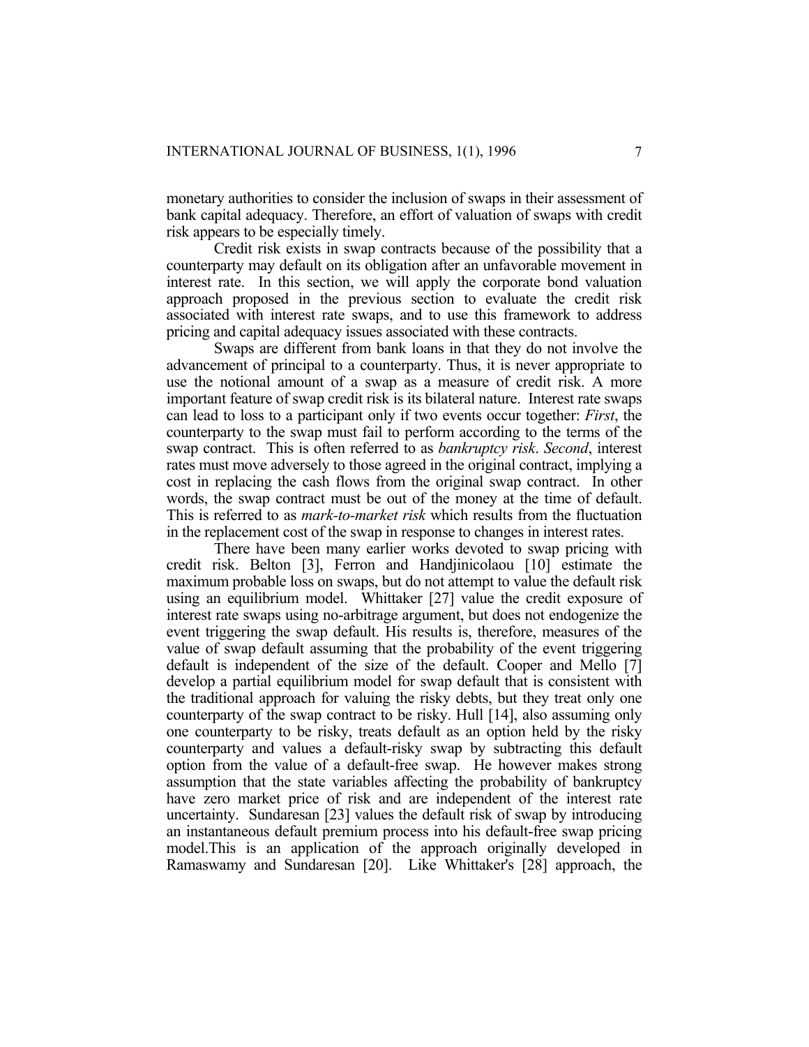monetary authorities to consider the inclusion of swaps in their assessment of bank capital adequacy. Therefore, an effort of valuation of swaps with credit risk appears to be especially timely.

Credit risk exists in swap contracts because of the possibility that a counterparty may default on its obligation after an unfavorable movement in interest rate. In this section, we will apply the corporate bond valuation approach proposed in the previous section to evaluate the credit risk associated with interest rate swaps, and to use this framework to address pricing and capital adequacy issues associated with these contracts.

Swaps are different from bank loans in that they do not involve the advancement of principal to a counterparty. Thus, it is never appropriate to use the notional amount of a swap as a measure of credit risk. A more important feature of swap credit risk is its bilateral nature. Interest rate swaps can lead to loss to a participant only if two events occur together: *First*, the counterparty to the swap must fail to perform according to the terms of the swap contract. This is often referred to as *bankruptcy risk*. *Second*, interest rates must move adversely to those agreed in the original contract, implying a cost in replacing the cash flows from the original swap contract. In other words, the swap contract must be out of the money at the time of default. This is referred to as *mark-to-market risk* which results from the fluctuation in the replacement cost of the swap in response to changes in interest rates.

There have been many earlier works devoted to swap pricing with credit risk. Belton [3], Ferron and Handjinicolaou [10] estimate the maximum probable loss on swaps, but do not attempt to value the default risk using an equilibrium model. Whittaker [27] value the credit exposure of interest rate swaps using no-arbitrage argument, but does not endogenize the event triggering the swap default. His results is, therefore, measures of the value of swap default assuming that the probability of the event triggering default is independent of the size of the default. Cooper and Mello [7] develop a partial equilibrium model for swap default that is consistent with the traditional approach for valuing the risky debts, but they treat only one counterparty of the swap contract to be risky. Hull [14], also assuming only one counterparty to be risky, treats default as an option held by the risky counterparty and values a default-risky swap by subtracting this default option from the value of a default-free swap. He however makes strong assumption that the state variables affecting the probability of bankruptcy have zero market price of risk and are independent of the interest rate uncertainty. Sundaresan [23] values the default risk of swap by introducing an instantaneous default premium process into his default-free swap pricing model.This is an application of the approach originally developed in Ramaswamy and Sundaresan [20]. Like Whittaker's [28] approach, the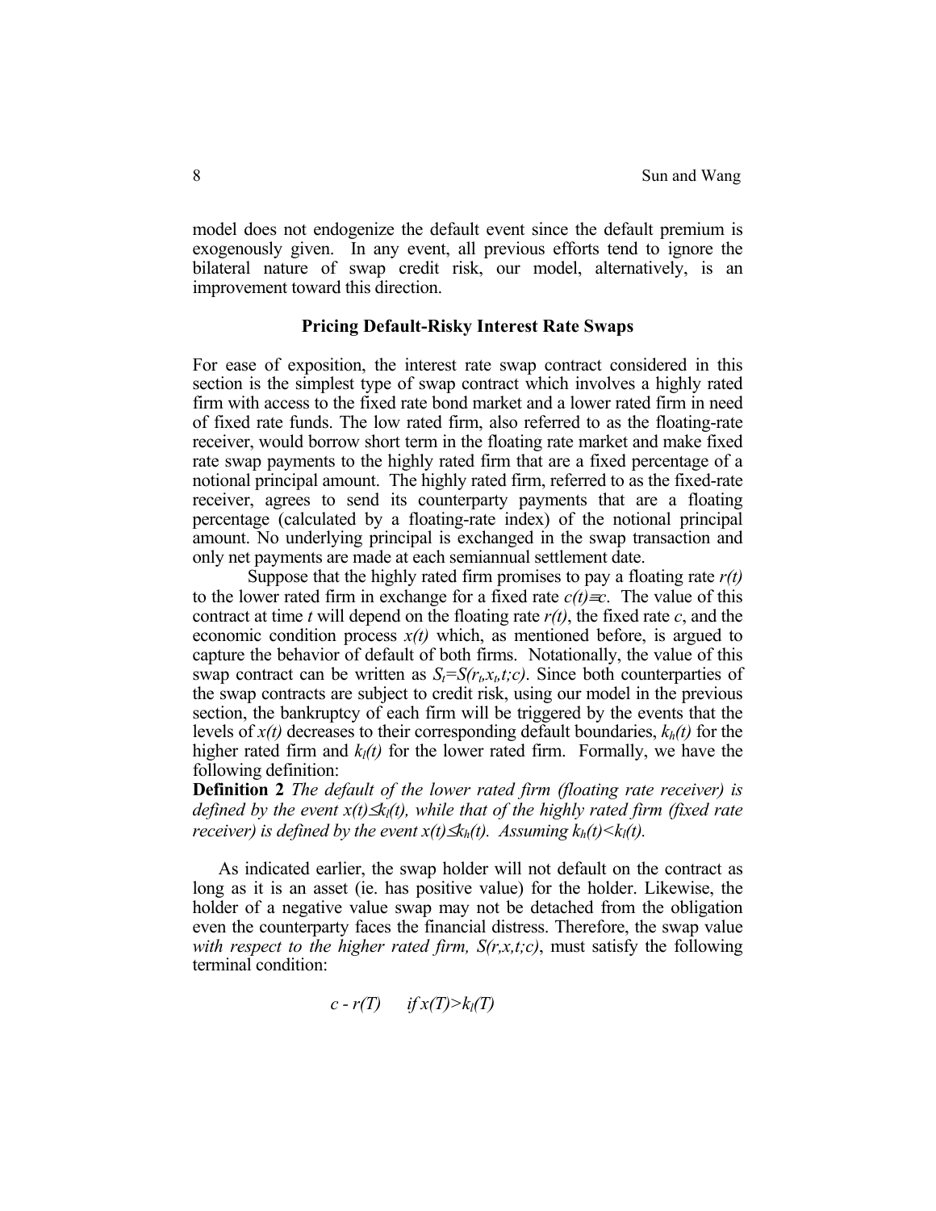model does not endogenize the default event since the default premium is exogenously given. In any event, all previous efforts tend to ignore the bilateral nature of swap credit risk, our model, alternatively, is an improvement toward this direction.

## Pricing Default-Risky Interest Rate Swaps

For ease of exposition, the interest rate swap contract considered in this section is the simplest type of swap contract which involves a highly rated firm with access to the fixed rate bond market and a lower rated firm in need of fixed rate funds. The low rated firm, also referred to as the floating-rate receiver, would borrow short term in the floating rate market and make fixed rate swap payments to the highly rated firm that are a fixed percentage of a notional principal amount. The highly rated firm, referred to as the fixed-rate receiver, agrees to send its counterparty payments that are a floating percentage (calculated by a floating-rate index) of the notional principal amount. No underlying principal is exchanged in the swap transaction and only net payments are made at each semiannual settlement date.

Suppose that the highly rated firm promises to pay a floating rate $r(t)$ to the lower rated firm in exchange for a fixed rate $c(t)\equiv c$. The value of this contract at time $t$ will depend on the floating rate $r(t)$, the fixed rate $c$, and the economic condition process $x(t)$ which, as mentioned before, is argued to capture the behavior of default of both firms. Notationally, the value of this swap contract can be written as $S_t=S(r_t,x_t,t;c)$. Since both counterparties of the swap contracts are subject to credit risk, using our model in the previous section, the bankruptcy of each firm will be triggered by the events that the levels of $x(t)$ decreases to their corresponding default boundaries, $k_h(t)$ for the higher rated firm and $k_l(t)$ for the lower rated firm. Formally, we have the following definition:

**Definition 2** *The default of the lower rated firm (floating rate receiver) is defined by the event $x(t)\leq k_l(t)$, while that of the highly rated firm (fixed rate receiver) is defined by the event $x(t)\leq k_h(t)$. Assuming $k_h(t)<k_l(t)$.*

As indicated earlier, the swap holder will not default on the contract as long as it is an asset (ie. has positive value) for the holder. Likewise, the holder of a negative value swap may not be detached from the obligation even the counterparty faces the financial distress. Therefore, the swap value *with respect to the higher rated firm, $S(r,x,t;c)$*, must satisfy the following terminal condition:

$$c - r(T) \qquad \text{if } x(T)>k_l(T)$$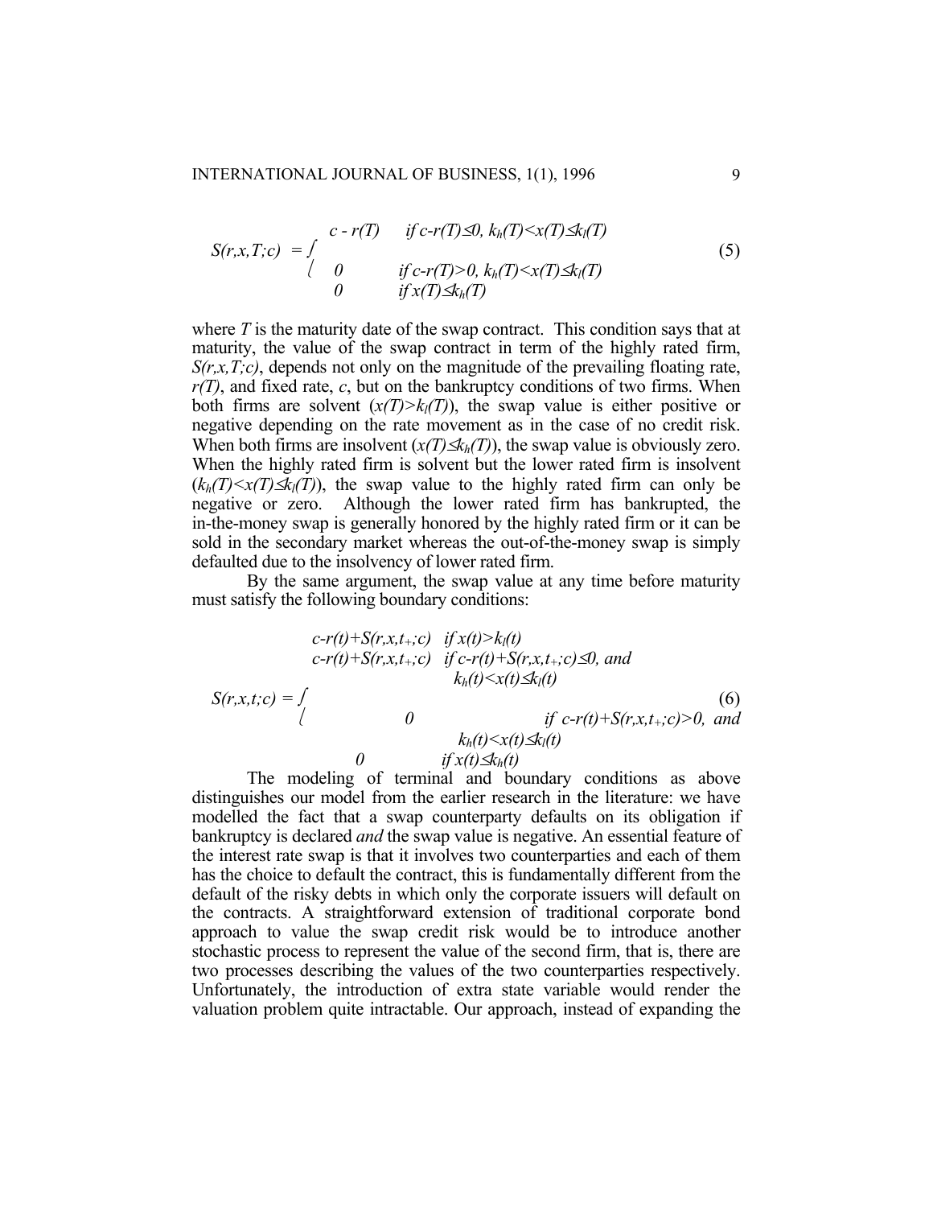$$
S(r,x,T;c) = \begin{cases} c - r(T) & \text{if } c-r(T) \leq 0,\ k_h(T) < x(T) \leq k_l(T) \\ 0 & \text{if } c-r(T) > 0,\ k_h(T) < x(T) \leq k_l(T) \\ 0 & \text{if } x(T) \leq k_h(T) \end{cases} \tag{5}
$$

where $T$ is the maturity date of the swap contract. This condition says that at maturity, the value of the swap contract in term of the highly rated firm, $S(r,x,T;c)$, depends not only on the magnitude of the prevailing floating rate, $r(T)$, and fixed rate, $c$, but on the bankruptcy conditions of two firms. When both firms are solvent ($x(T)>k_l(T)$), the swap value is either positive or negative depending on the rate movement as in the case of no credit risk. When both firms are insolvent ($x(T) \leq k_h(T)$), the swap value is obviously zero. When the highly rated firm is solvent but the lower rated firm is insolvent ($k_h(T)<x(T) \leq k_l(T)$), the swap value to the highly rated firm can only be negative or zero. Although the lower rated firm has bankrupted, the in-the-money swap is generally honored by the highly rated firm or it can be sold in the secondary market whereas the out-of-the-money swap is simply defaulted due to the insolvency of lower rated firm.

By the same argument, the swap value at any time before maturity must satisfy the following boundary conditions:

$$
S(r,x,t;c) = \begin{cases} c-r(t)+S(r,x,t_+;c) & \text{if } x(t)>k_l(t) \\ c-r(t)+S(r,x,t_+;c) & \text{if } c-r(t)+S(r,x,t_+;c) \leq 0, \text{ and } k_h(t)<x(t) \leq k_l(t) \\ 0 & \text{if } c-r(t)+S(r,x,t_+;c)>0, \text{ and } k_h(t)<x(t) \leq k_l(t) \\ 0 & \text{if } x(t) \leq k_h(t) \end{cases} \tag{6}
$$

The modeling of terminal and boundary conditions as above distinguishes our model from the earlier research in the literature: we have modelled the fact that a swap counterparty defaults on its obligation if bankruptcy is declared *and* the swap value is negative. An essential feature of the interest rate swap is that it involves two counterparties and each of them has the choice to default the contract, this is fundamentally different from the default of the risky debts in which only the corporate issuers will default on the contracts. A straightforward extension of traditional corporate bond approach to value the swap credit risk would be to introduce another stochastic process to represent the value of the second firm, that is, there are two processes describing the values of the two counterparties respectively. Unfortunately, the introduction of extra state variable would render the valuation problem quite intractable. Our approach, instead of expanding the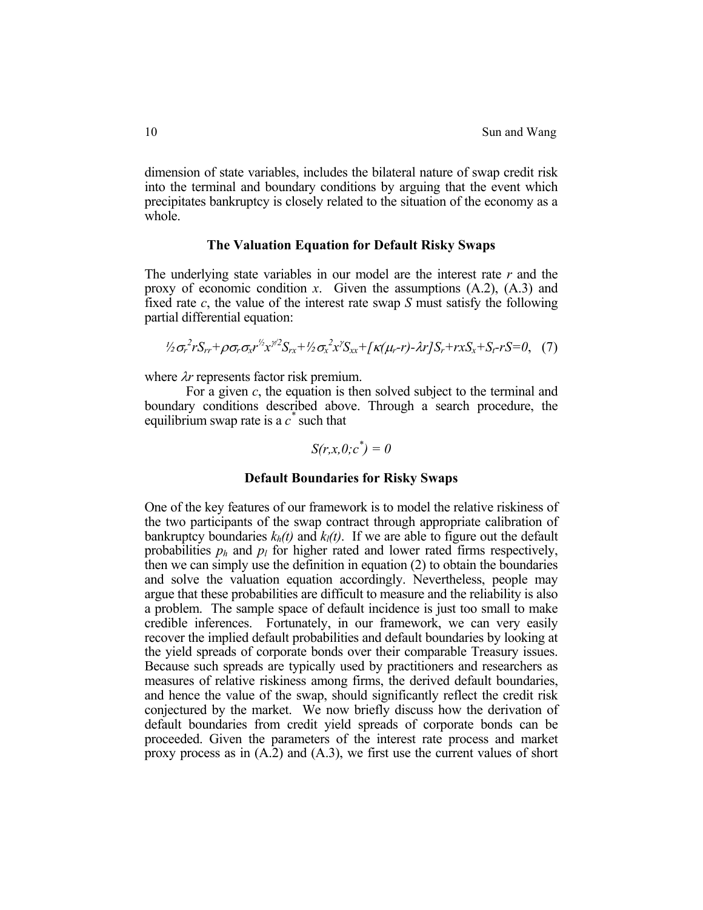dimension of state variables, includes the bilateral nature of swap credit risk into the terminal and boundary conditions by arguing that the event which precipitates bankruptcy is closely related to the situation of the economy as a whole.

### The Valuation Equation for Default Risky Swaps

The underlying state variables in our model are the interest rate $r$ and the proxy of economic condition $x$. Given the assumptions (A.2), (A.3) and fixed rate $c$, the value of the interest rate swap $S$ must satisfy the following partial differential equation:

$$\tfrac{1}{2}\sigma_r^2 r S_{rr} + \rho\sigma_r\sigma_x r^{\frac{1}{2}} x^{\gamma/2} S_{rx} + \tfrac{1}{2}\sigma_x^2 x^{\gamma} S_{xx} + [\kappa(\mu_r - r) - \lambda r] S_r + r x S_x + S_t - rS = 0, \quad (7)$$

where $\lambda r$ represents factor risk premium.

For a given $c$, the equation is then solved subject to the terminal and boundary conditions described above. Through a search procedure, the equilibrium swap rate is a $c^*$ such that

$$S(r,x,0;c^*) = 0$$

### Default Boundaries for Risky Swaps

One of the key features of our framework is to model the relative riskiness of the two participants of the swap contract through appropriate calibration of bankruptcy boundaries $k_h(t)$ and $k_l(t)$. If we are able to figure out the default probabilities $p_h$ and $p_l$ for higher rated and lower rated firms respectively, then we can simply use the definition in equation (2) to obtain the boundaries and solve the valuation equation accordingly. Nevertheless, people may argue that these probabilities are difficult to measure and the reliability is also a problem. The sample space of default incidence is just too small to make credible inferences. Fortunately, in our framework, we can very easily recover the implied default probabilities and default boundaries by looking at the yield spreads of corporate bonds over their comparable Treasury issues. Because such spreads are typically used by practitioners and researchers as measures of relative riskiness among firms, the derived default boundaries, and hence the value of the swap, should significantly reflect the credit risk conjectured by the market. We now briefly discuss how the derivation of default boundaries from credit yield spreads of corporate bonds can be proceeded. Given the parameters of the interest rate process and market proxy process as in (A.2) and (A.3), we first use the current values of short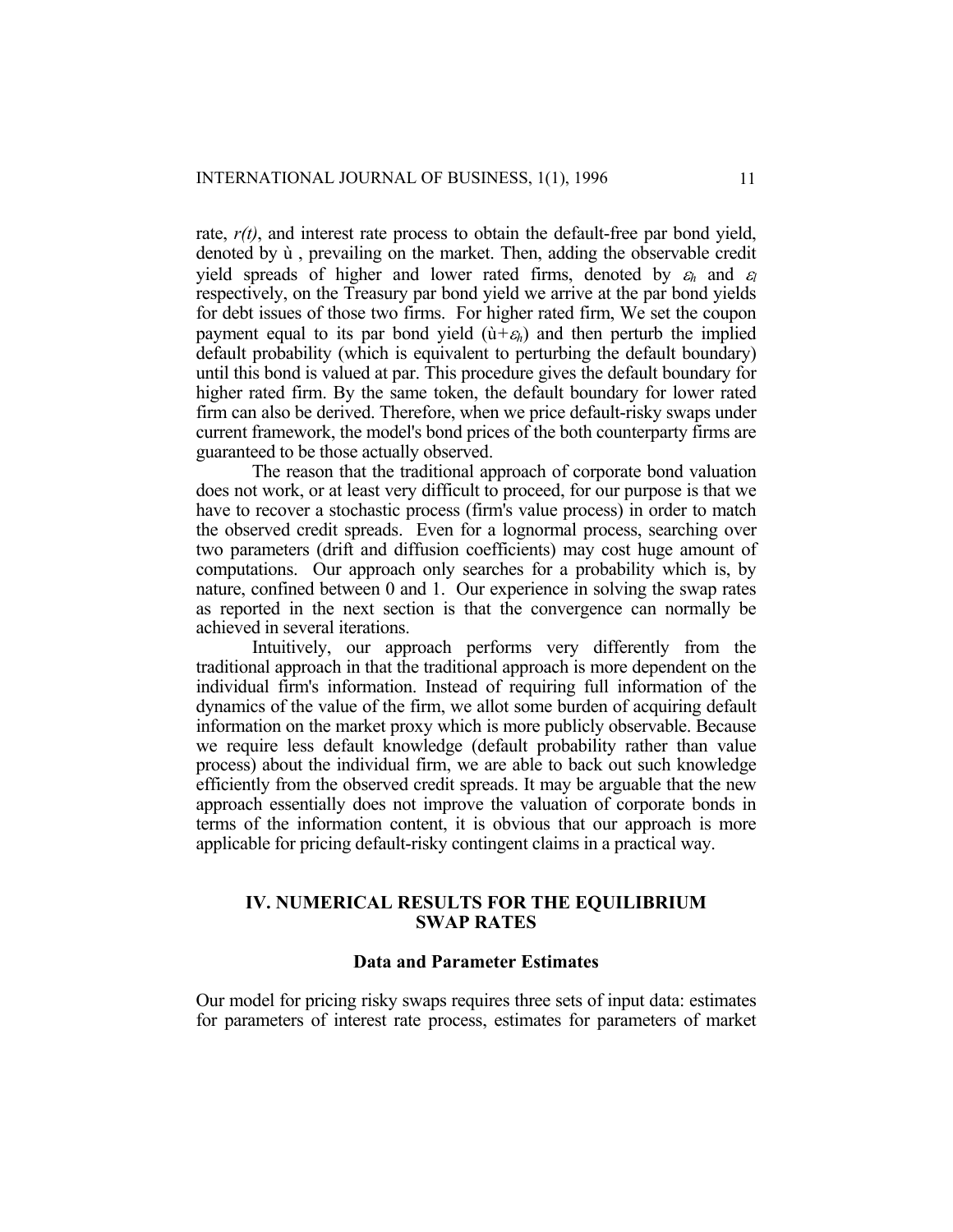rate, $r(t)$, and interest rate process to obtain the default-free par bond yield, denoted by ù , prevailing on the market. Then, adding the observable credit yield spreads of higher and lower rated firms, denoted by $\varepsilon_h$ and $\varepsilon_l$ respectively, on the Treasury par bond yield we arrive at the par bond yields for debt issues of those two firms. For higher rated firm, We set the coupon payment equal to its par bond yield (ù$+\varepsilon_h$) and then perturb the implied default probability (which is equivalent to perturbing the default boundary) until this bond is valued at par. This procedure gives the default boundary for higher rated firm. By the same token, the default boundary for lower rated firm can also be derived. Therefore, when we price default-risky swaps under current framework, the model's bond prices of the both counterparty firms are guaranteed to be those actually observed.

The reason that the traditional approach of corporate bond valuation does not work, or at least very difficult to proceed, for our purpose is that we have to recover a stochastic process (firm's value process) in order to match the observed credit spreads. Even for a lognormal process, searching over two parameters (drift and diffusion coefficients) may cost huge amount of computations. Our approach only searches for a probability which is, by nature, confined between 0 and 1. Our experience in solving the swap rates as reported in the next section is that the convergence can normally be achieved in several iterations.

Intuitively, our approach performs very differently from the traditional approach in that the traditional approach is more dependent on the individual firm's information. Instead of requiring full information of the dynamics of the value of the firm, we allot some burden of acquiring default information on the market proxy which is more publicly observable. Because we require less default knowledge (default probability rather than value process) about the individual firm, we are able to back out such knowledge efficiently from the observed credit spreads. It may be arguable that the new approach essentially does not improve the valuation of corporate bonds in terms of the information content, it is obvious that our approach is more applicable for pricing default-risky contingent claims in a practical way.

## IV. NUMERICAL RESULTS FOR THE EQUILIBRIUM SWAP RATES

### Data and Parameter Estimates

Our model for pricing risky swaps requires three sets of input data: estimates for parameters of interest rate process, estimates for parameters of market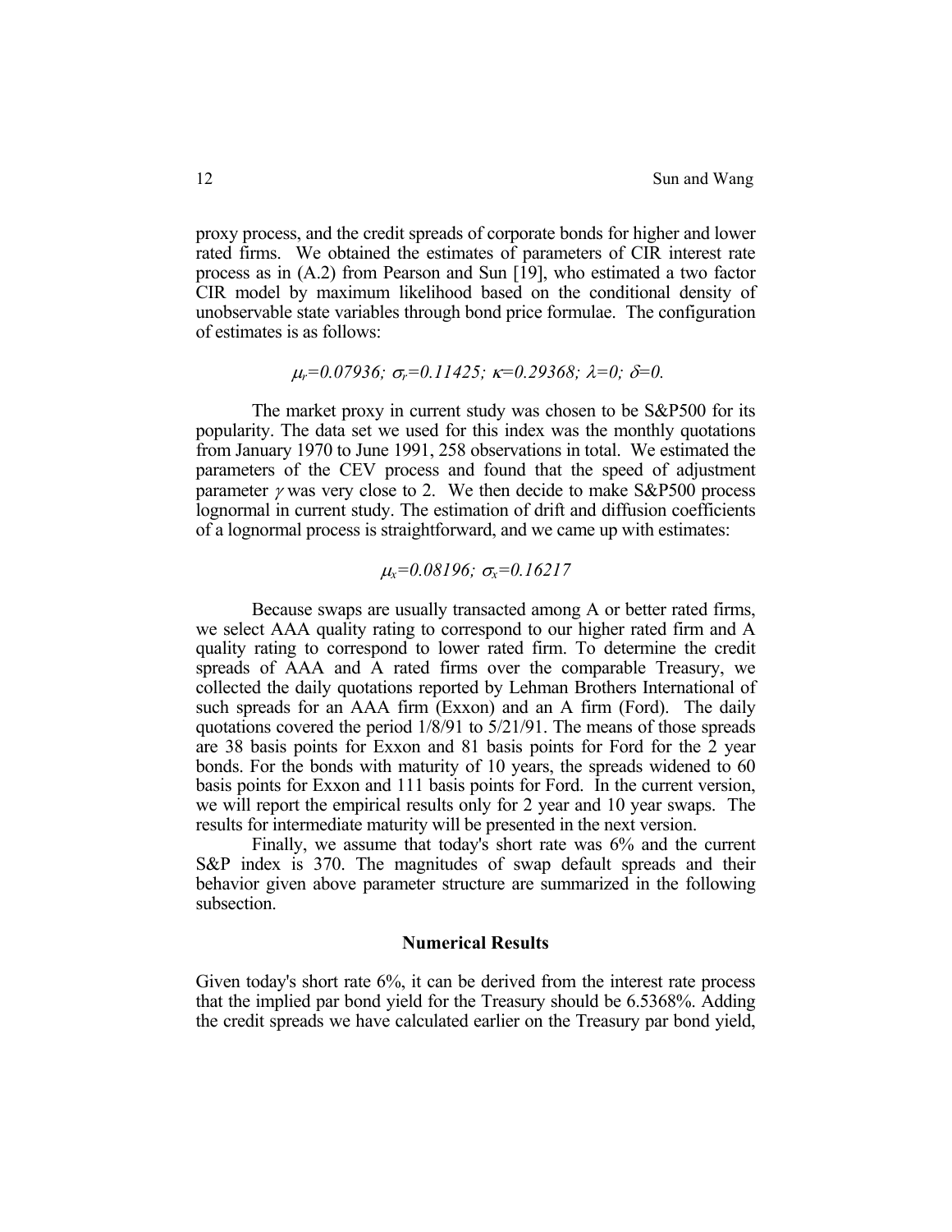proxy process, and the credit spreads of corporate bonds for higher and lower rated firms. We obtained the estimates of parameters of CIR interest rate process as in (A.2) from Pearson and Sun [19], who estimated a two factor CIR model by maximum likelihood based on the conditional density of unobservable state variables through bond price formulae. The configuration of estimates is as follows:

$$\mu_r=0.07936;\ \sigma_r=0.11425;\ \kappa=0.29368;\ \lambda=0;\ \delta=0.$$

The market proxy in current study was chosen to be S&P500 for its popularity. The data set we used for this index was the monthly quotations from January 1970 to June 1991, 258 observations in total. We estimated the parameters of the CEV process and found that the speed of adjustment parameter $\gamma$ was very close to 2. We then decide to make S&P500 process lognormal in current study. The estimation of drift and diffusion coefficients of a lognormal process is straightforward, and we came up with estimates:

$$\mu_x=0.08196;\ \sigma_x=0.16217$$

Because swaps are usually transacted among A or better rated firms, we select AAA quality rating to correspond to our higher rated firm and A quality rating to correspond to lower rated firm. To determine the credit spreads of AAA and A rated firms over the comparable Treasury, we collected the daily quotations reported by Lehman Brothers International of such spreads for an AAA firm (Exxon) and an A firm (Ford). The daily quotations covered the period 1/8/91 to 5/21/91. The means of those spreads are 38 basis points for Exxon and 81 basis points for Ford for the 2 year bonds. For the bonds with maturity of 10 years, the spreads widened to 60 basis points for Exxon and 111 basis points for Ford. In the current version, we will report the empirical results only for 2 year and 10 year swaps. The results for intermediate maturity will be presented in the next version.

Finally, we assume that today's short rate was 6% and the current S&P index is 370. The magnitudes of swap default spreads and their behavior given above parameter structure are summarized in the following subsection.

### Numerical Results

Given today's short rate 6%, it can be derived from the interest rate process that the implied par bond yield for the Treasury should be 6.5368%. Adding the credit spreads we have calculated earlier on the Treasury par bond yield,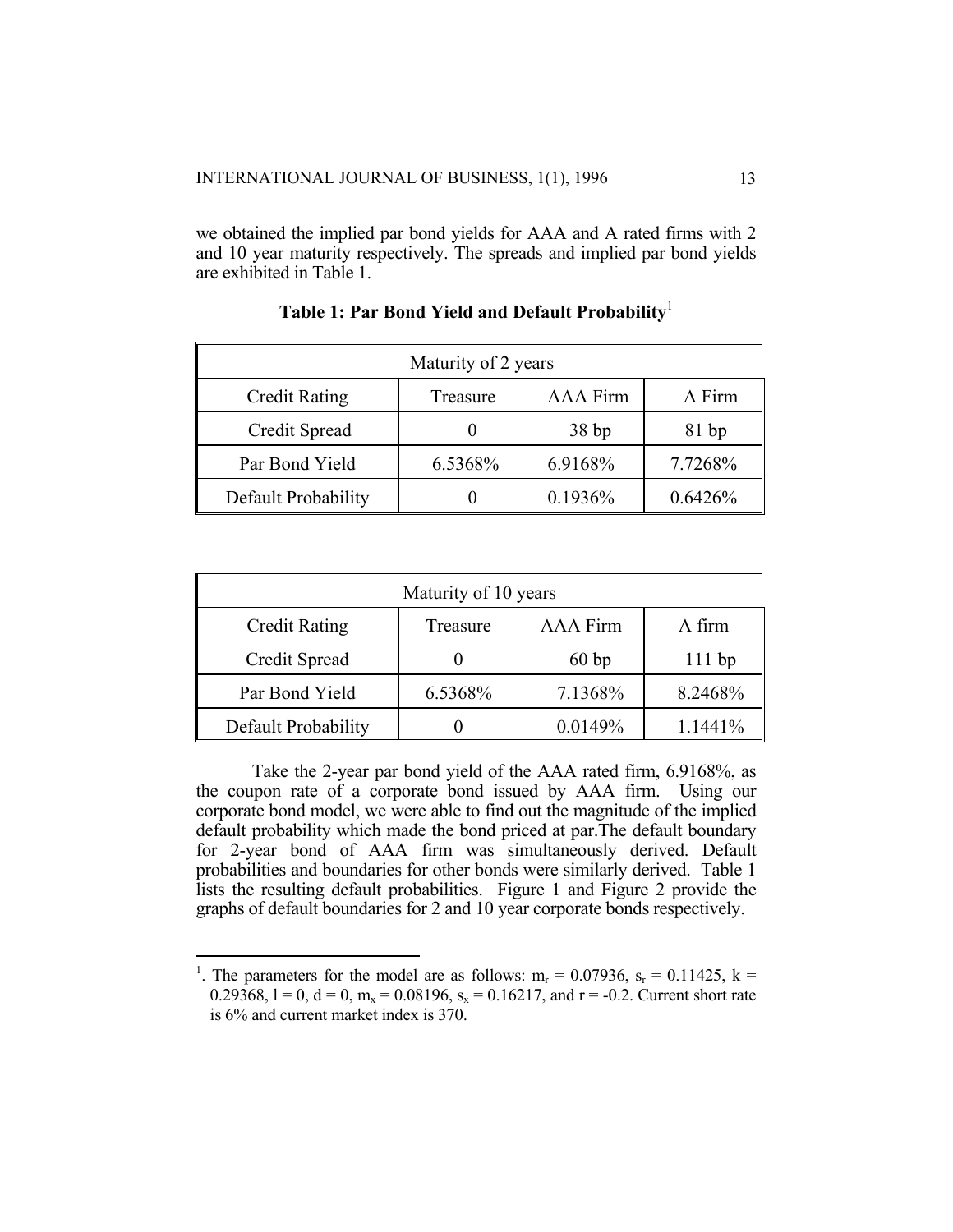we obtained the implied par bond yields for AAA and A rated firms with 2 and 10 year maturity respectively. The spreads and implied par bond yields are exhibited in Table 1.

**Table 1: Par Bond Yield and Default Probability**[1]

| Maturity of 2 years | | | |
|---|---|---|---|
| Credit Rating | Treasure | AAA Firm | A Firm |
| Credit Spread | 0 | 38 bp | 81 bp |
| Par Bond Yield | 6.5368% | 6.9168% | 7.7268% |
| Default Probability | 0 | 0.1936% | 0.6426% |

| Maturity of 10 years | | | |
|---|---|---|---|
| Credit Rating | Treasure | AAA Firm | A firm |
| Credit Spread | 0 | 60 bp | 111 bp |
| Par Bond Yield | 6.5368% | 7.1368% | 8.2468% |
| Default Probability | 0 | 0.0149% | 1.1441% |

Take the 2-year par bond yield of the AAA rated firm, 6.9168%, as the coupon rate of a corporate bond issued by AAA firm. Using our corporate bond model, we were able to find out the magnitude of the implied default probability which made the bond priced at par.The default boundary for 2-year bond of AAA firm was simultaneously derived. Default probabilities and boundaries for other bonds were similarly derived. Table 1 lists the resulting default probabilities. Figure 1 and Figure 2 provide the graphs of default boundaries for 2 and 10 year corporate bonds respectively.

---

[1]. The parameters for the model are as follows: $m_r = 0.07936$, $s_r = 0.11425$, $k = 0.29368$, $l = 0$, $d = 0$, $m_x = 0.08196$, $s_x = 0.16217$, and $r = -0.2$. Current short rate is 6% and current market index is 370.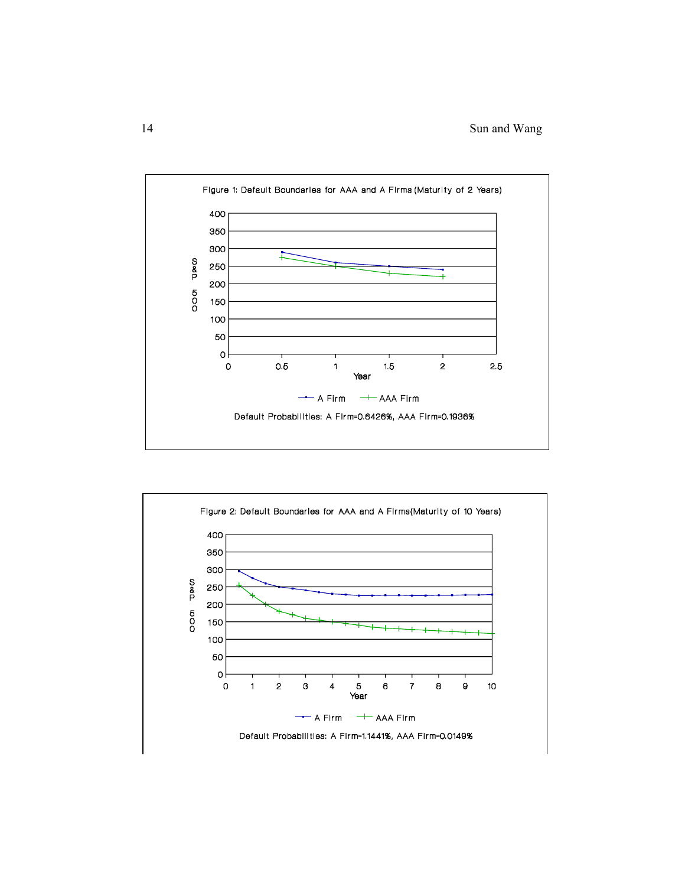Figure 1: Default Boundaries for AAA and A Firms (Maturity of 2 Years)

Default Probabilities: A Firm=0.6426%, AAA Firm=0.1936%

Figure 2: Default Boundaries for AAA and A Firms(Maturity of 10 Years)

Default Probabilities: A Firm=1.1441%, AAA Firm=0.0149%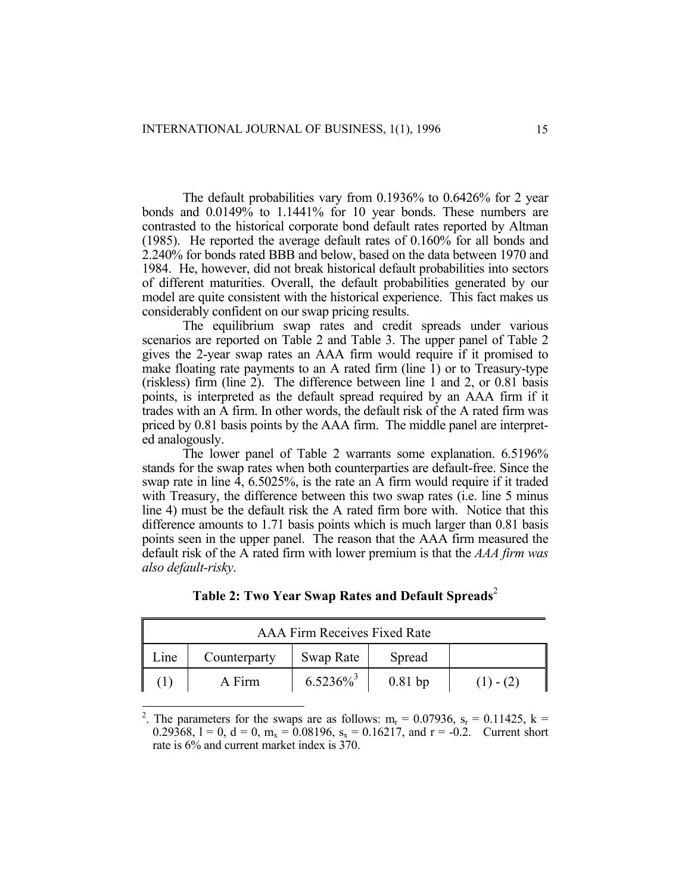The default probabilities vary from 0.1936% to 0.6426% for 2 year bonds and 0.0149% to 1.1441% for 10 year bonds. These numbers are contrasted to the historical corporate bond default rates reported by Altman (1985). He reported the average default rates of 0.160% for all bonds and 2.240% for bonds rated BBB and below, based on the data between 1970 and 1984. He, however, did not break historical default probabilities into sectors of different maturities. Overall, the default probabilities generated by our model are quite consistent with the historical experience. This fact makes us considerably confident on our swap pricing results.

The equilibrium swap rates and credit spreads under various scenarios are reported on Table 2 and Table 3. The upper panel of Table 2 gives the 2-year swap rates an AAA firm would require if it promised to make floating rate payments to an A rated firm (line 1) or to Treasury-type (riskless) firm (line 2). The difference between line 1 and 2, or 0.81 basis points, is interpreted as the default spread required by an AAA firm if it trades with an A firm. In other words, the default risk of the A rated firm was priced by 0.81 basis points by the AAA firm. The middle panel are interpreted analogously.

The lower panel of Table 2 warrants some explanation. 6.5196% stands for the swap rates when both counterparties are default-free. Since the swap rate in line 4, 6.5025%, is the rate an A firm would require if it traded with Treasury, the difference between this two swap rates (i.e. line 5 minus line 4) must be the default risk the A rated firm bore with. Notice that this difference amounts to 1.71 basis points which is much larger than 0.81 basis points seen in the upper panel. The reason that the AAA firm measured the default risk of the A rated firm with lower premium is that the *AAA firm was also default-risky*.

**Table 2: Two Year Swap Rates and Default Spreads**[2]

| AAA Firm Receives Fixed Rate | | | | |
|---|---|---|---|---|
| Line | Counterparty | Swap Rate | Spread | |
| (1) | A Firm | 6.5236%[3] | 0.81 bp | (1) - (2) |

[2]. The parameters for the swaps are as follows: $m_r = 0.07936$, $s_r = 0.11425$, $k = 0.29368$, $l = 0$, $d = 0$, $m_x = 0.08196$, $s_x = 0.16217$, and $r = -0.2$. Current short rate is 6% and current market index is 370.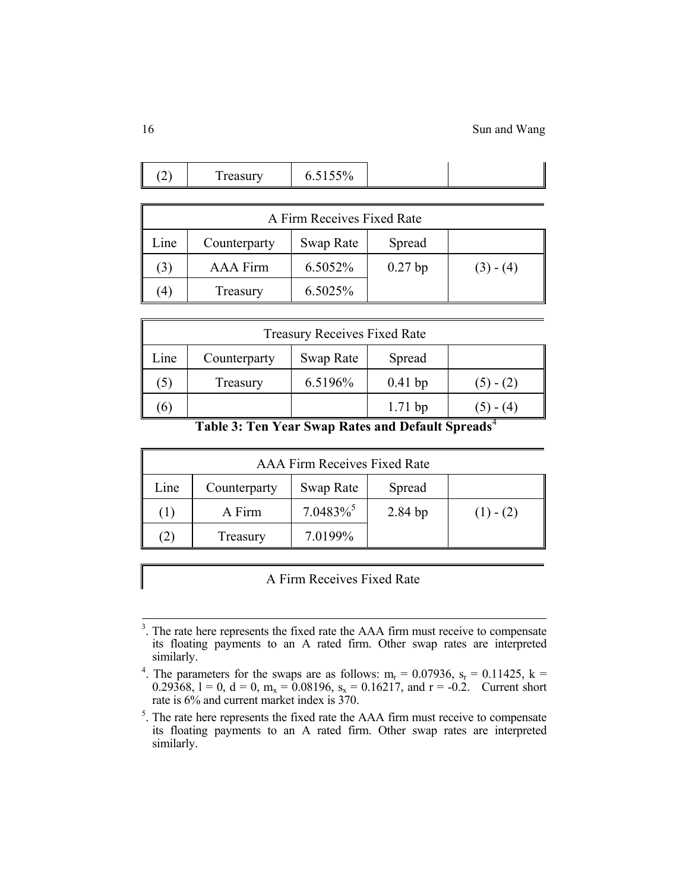| Line | Counterparty | Swap Rate | Spread | |
|---|---|---|---|---|
| (2) | Treasury | 6.5155% | | |

| A Firm Receives Fixed Rate | | | | |
|---|---|---|---|---|
| Line | Counterparty | Swap Rate | Spread | |
| (3) | AAA Firm | 6.5052% | 0.27 bp | (3) - (4) |
| (4) | Treasury | 6.5025% | | |

| Treasury Receives Fixed Rate | | | | |
|---|---|---|---|---|
| Line | Counterparty | Swap Rate | Spread | |
| (5) | Treasury | 6.5196% | 0.41 bp | (5) - (2) |
| (6) | | | 1.71 bp | (5) - (4) |

**Table 3: Ten Year Swap Rates and Default Spreads**[4]

| AAA Firm Receives Fixed Rate | | | | |
|---|---|---|---|---|
| Line | Counterparty | Swap Rate | Spread | |
| (1) | A Firm | 7.0483%[5] | 2.84 bp | (1) - (2) |
| (2) | Treasury | 7.0199% | | |

| A Firm Receives Fixed Rate | | | | |
|---|---|---|---|---|

---

[3]. The rate here represents the fixed rate the AAA firm must receive to compensate its floating payments to an A rated firm. Other swap rates are interpreted similarly.

[4]. The parameters for the swaps are as follows: $m_r = 0.07936$, $s_r = 0.11425$, $k = 0.29368$, $l = 0$, $d = 0$, $m_x = 0.08196$, $s_x = 0.16217$, and $r = -0.2$. Current short rate is 6% and current market index is 370.

[5]. The rate here represents the fixed rate the AAA firm must receive to compensate its floating payments to an A rated firm. Other swap rates are interpreted similarly.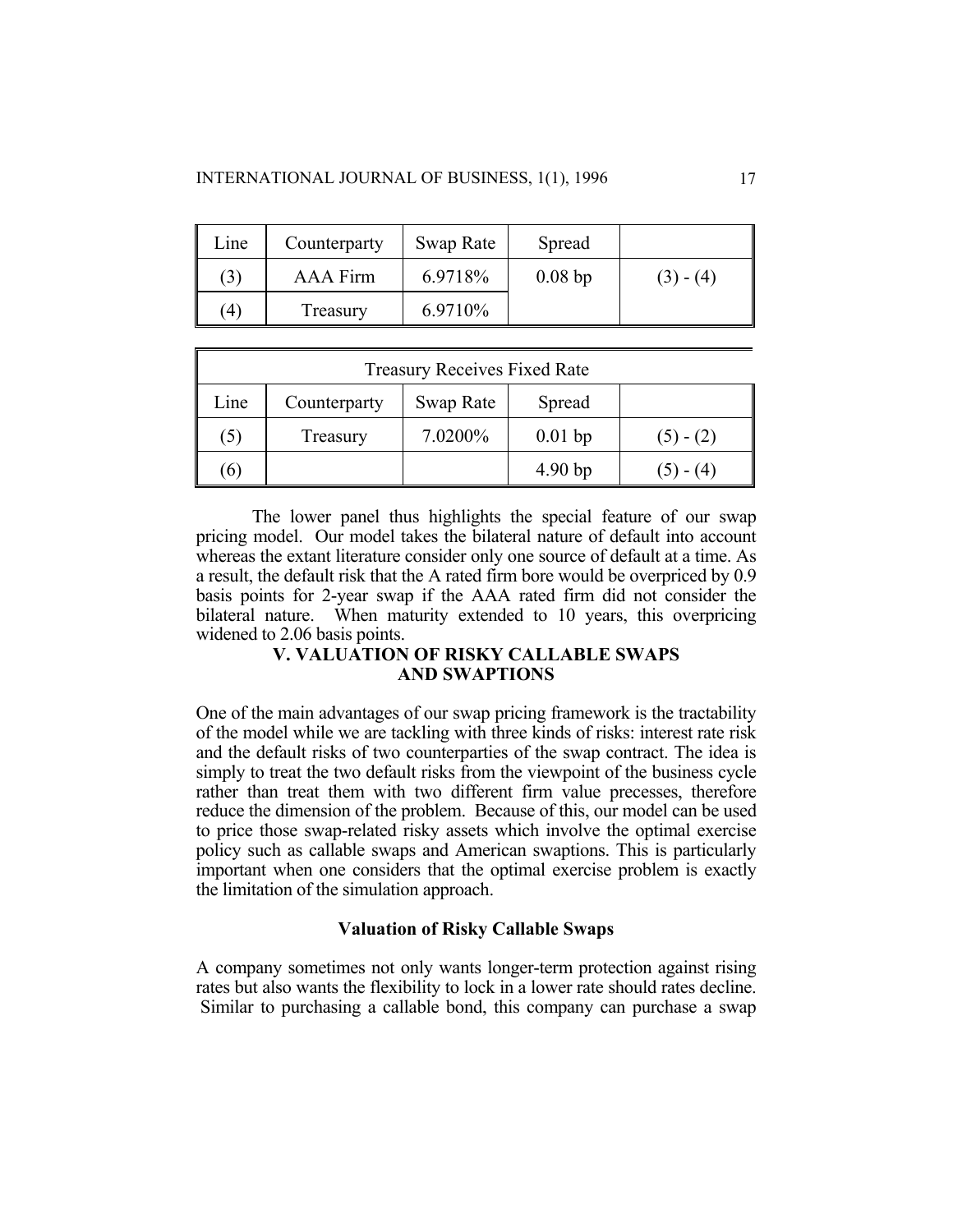| Line | Counterparty | Swap Rate | Spread | |
|---|---|---|---|---|
| (3) | AAA Firm | 6.9718% | 0.08 bp | (3) - (4) |
| (4) | Treasury | 6.9710% | | |

| Treasury Receives Fixed Rate | | | | |
|---|---|---|---|---|
| Line | Counterparty | Swap Rate | Spread | |
| (5) | Treasury | 7.0200% | 0.01 bp | (5) - (2) |
| (6) | | | 4.90 bp | (5) - (4) |

The lower panel thus highlights the special feature of our swap pricing model. Our model takes the bilateral nature of default into account whereas the extant literature consider only one source of default at a time. As a result, the default risk that the A rated firm bore would be overpriced by 0.9 basis points for 2-year swap if the AAA rated firm did not consider the bilateral nature. When maturity extended to 10 years, this overpricing widened to 2.06 basis points.

## V. VALUATION OF RISKY CALLABLE SWAPS AND SWAPTIONS

One of the main advantages of our swap pricing framework is the tractability of the model while we are tackling with three kinds of risks: interest rate risk and the default risks of two counterparties of the swap contract. The idea is simply to treat the two default risks from the viewpoint of the business cycle rather than treat them with two different firm value precesses, therefore reduce the dimension of the problem. Because of this, our model can be used to price those swap-related risky assets which involve the optimal exercise policy such as callable swaps and American swaptions. This is particularly important when one considers that the optimal exercise problem is exactly the limitation of the simulation approach.

### Valuation of Risky Callable Swaps

A company sometimes not only wants longer-term protection against rising rates but also wants the flexibility to lock in a lower rate should rates decline. Similar to purchasing a callable bond, this company can purchase a swap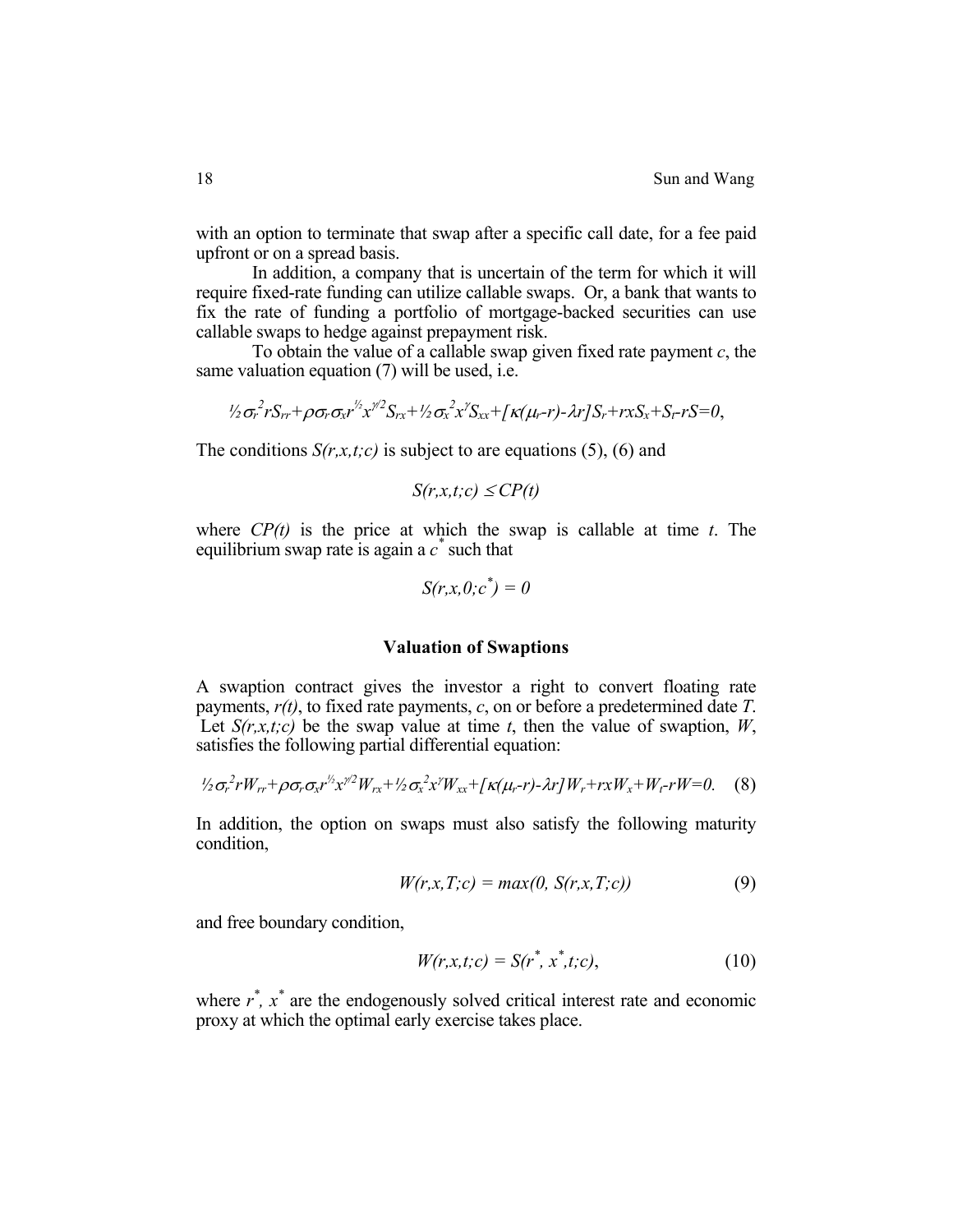with an option to terminate that swap after a specific call date, for a fee paid upfront or on a spread basis.

In addition, a company that is uncertain of the term for which it will require fixed-rate funding can utilize callable swaps. Or, a bank that wants to fix the rate of funding a portfolio of mortgage-backed securities can use callable swaps to hedge against prepayment risk.

To obtain the value of a callable swap given fixed rate payment $c$, the same valuation equation (7) will be used, i.e.

$$\tfrac{1}{2}\sigma_r^2 r S_{rr} + \rho\sigma_r\sigma_x r^{\frac{1}{2}} x^{\gamma/2} S_{rx} + \tfrac{1}{2}\sigma_x^2 x^{\gamma} S_{xx} + [\kappa(\mu_r - r) - \lambda r] S_r + r x S_x + S_t - rS = 0,$$

The conditions $S(r,x,t;c)$ is subject to are equations (5), (6) and

$$S(r,x,t;c) \leq CP(t)$$

where $CP(t)$ is the price at which the swap is callable at time $t$. The equilibrium swap rate is again a $c^*$ such that

$$S(r,x,0;c^*) = 0$$

## Valuation of Swaptions

A swaption contract gives the investor a right to convert floating rate payments, $r(t)$, to fixed rate payments, $c$, on or before a predetermined date $T$. Let $S(r,x,t;c)$ be the swap value at time $t$, then the value of swaption, $W$, satisfies the following partial differential equation:

$$\tfrac{1}{2}\sigma_r^2 r W_{rr} + \rho\sigma_r\sigma_x r^{\frac{1}{2}} x^{\gamma/2} W_{rx} + \tfrac{1}{2}\sigma_x^2 x^{\gamma} W_{xx} + [\kappa(\mu_r - r) - \lambda r] W_r + r x W_x + W_t - rW = 0. \quad (8)$$

In addition, the option on swaps must also satisfy the following maturity condition,

$$W(r,x,T;c) = \max(0, S(r,x,T;c)) \quad (9)$$

and free boundary condition,

$$W(r,x,t;c) = S(r^*, x^*, t;c), \quad (10)$$

where $r^*$, $x^*$ are the endogenously solved critical interest rate and economic proxy at which the optimal early exercise takes place.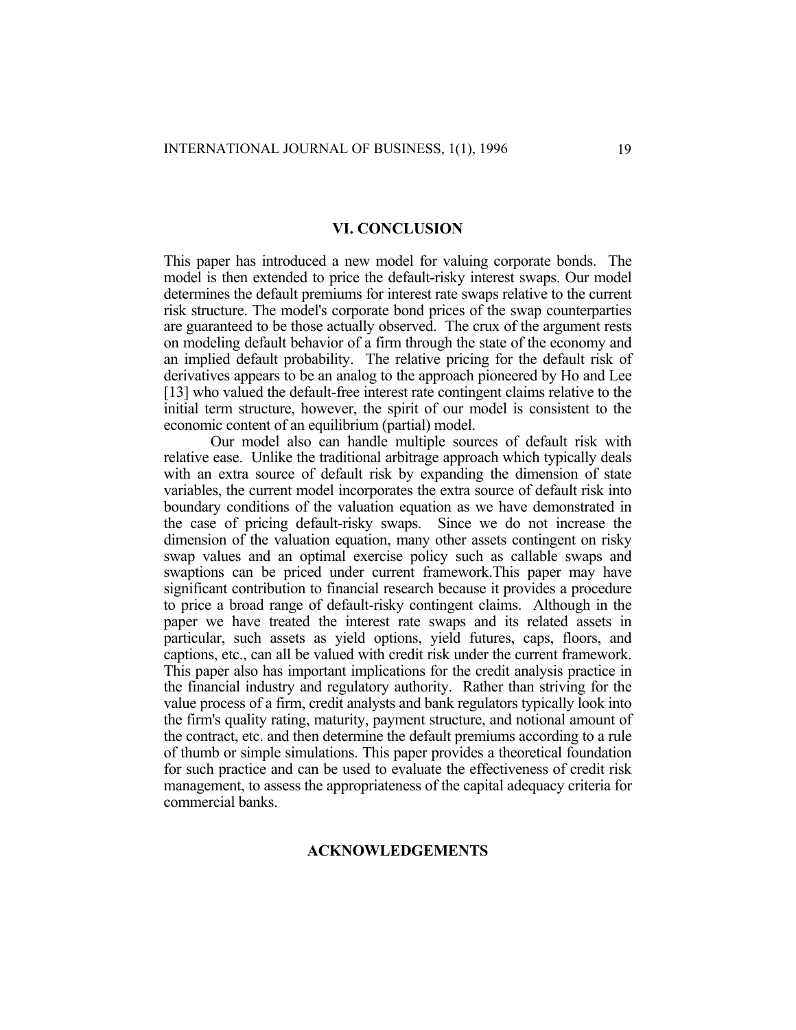## VI. CONCLUSION

This paper has introduced a new model for valuing corporate bonds. The model is then extended to price the default-risky interest swaps. Our model determines the default premiums for interest rate swaps relative to the current risk structure. The model's corporate bond prices of the swap counterparties are guaranteed to be those actually observed. The crux of the argument rests on modeling default behavior of a firm through the state of the economy and an implied default probability. The relative pricing for the default risk of derivatives appears to be an analog to the approach pioneered by Ho and Lee [13] who valued the default-free interest rate contingent claims relative to the initial term structure, however, the spirit of our model is consistent to the economic content of an equilibrium (partial) model.

Our model also can handle multiple sources of default risk with relative ease. Unlike the traditional arbitrage approach which typically deals with an extra source of default risk by expanding the dimension of state variables, the current model incorporates the extra source of default risk into boundary conditions of the valuation equation as we have demonstrated in the case of pricing default-risky swaps. Since we do not increase the dimension of the valuation equation, many other assets contingent on risky swap values and an optimal exercise policy such as callable swaps and swaptions can be priced under current framework.This paper may have significant contribution to financial research because it provides a procedure to price a broad range of default-risky contingent claims. Although in the paper we have treated the interest rate swaps and its related assets in particular, such assets as yield options, yield futures, caps, floors, and captions, etc., can all be valued with credit risk under the current framework. This paper also has important implications for the credit analysis practice in the financial industry and regulatory authority. Rather than striving for the value process of a firm, credit analysts and bank regulators typically look into the firm's quality rating, maturity, payment structure, and notional amount of the contract, etc. and then determine the default premiums according to a rule of thumb or simple simulations. This paper provides a theoretical foundation for such practice and can be used to evaluate the effectiveness of credit risk management, to assess the appropriateness of the capital adequacy criteria for commercial banks.

## ACKNOWLEDGEMENTS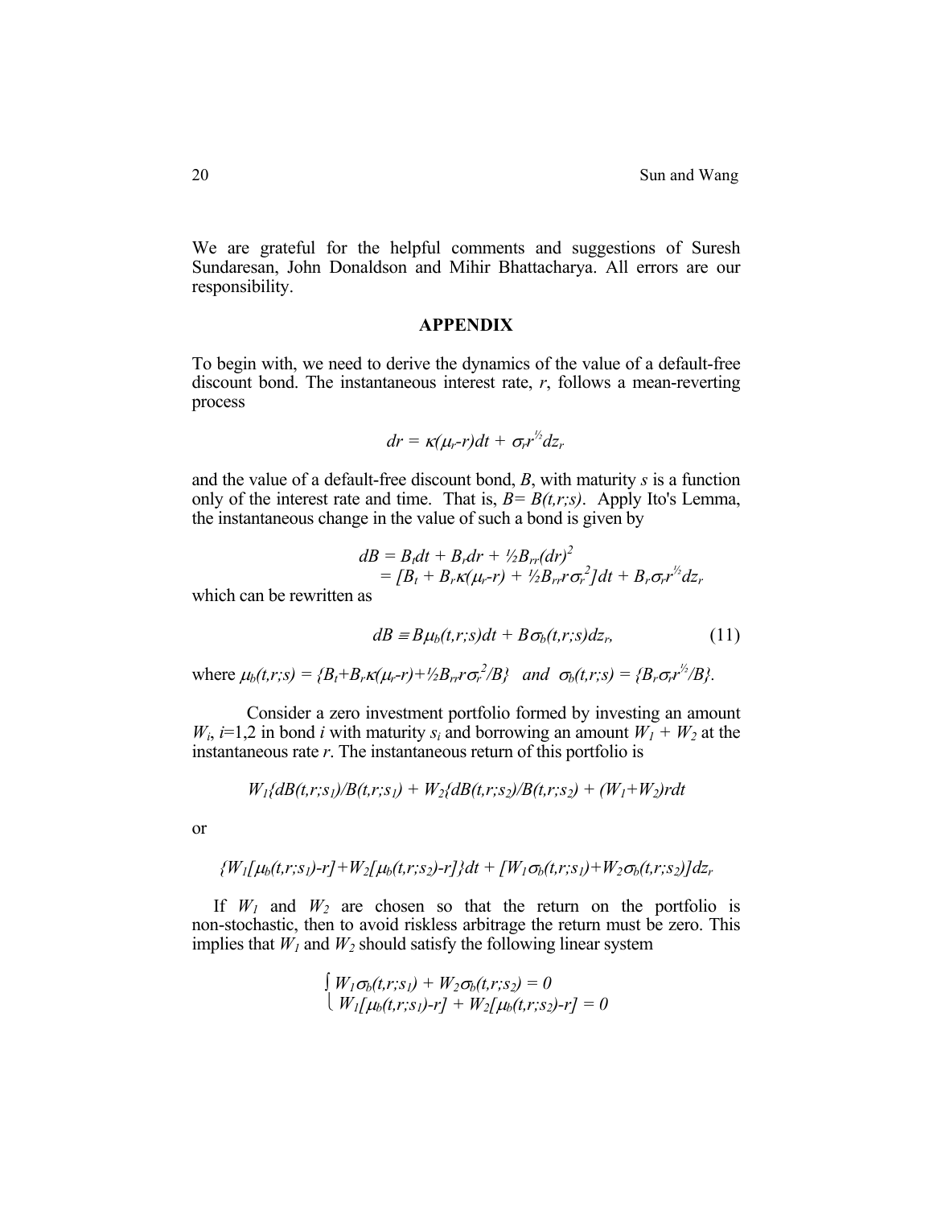We are grateful for the helpful comments and suggestions of Suresh Sundaresan, John Donaldson and Mihir Bhattacharya. All errors are our responsibility.

## APPENDIX

To begin with, we need to derive the dynamics of the value of a default-free discount bond. The instantaneous interest rate, $r$, follows a mean-reverting process

$$dr = \kappa(\mu_r - r)dt + \sigma_r r^{1/2} dz_r$$

and the value of a default-free discount bond, $B$, with maturity $s$ is a function only of the interest rate and time. That is, $B = B(t,r;s)$. Apply Ito's Lemma, the instantaneous change in the value of such a bond is given by

$$\begin{aligned} dB &= B_t dt + B_r dr + \tfrac{1}{2} B_{rr} (dr)^2 \\ &= [B_t + B_r \kappa(\mu_r - r) + \tfrac{1}{2} B_{rr} r \sigma_r^2] dt + B_r \sigma_r r^{1/2} dz_r \end{aligned}$$

which can be rewritten as

$$dB \equiv B\mu_b(t,r;s)dt + B\sigma_b(t,r;s)dz_r, \tag{11}$$

where $\mu_b(t,r;s) = \{B_t + B_r \kappa(\mu_r - r) + \tfrac{1}{2} B_{rr} r \sigma_r^2 / B\}$ and $\sigma_b(t,r;s) = \{B_r \sigma_r r^{1/2} / B\}$.

Consider a zero investment portfolio formed by investing an amount $W_i$, $i$=1,2 in bond $i$ with maturity $s_i$ and borrowing an amount $W_1 + W_2$ at the instantaneous rate $r$. The instantaneous return of this portfolio is

$$W_1\{dB(t,r;s_1)/B(t,r;s_1) + W_2\{dB(t,r;s_2)/B(t,r;s_2) + (W_1+W_2)rdt$$

or

$$\{W_1[\mu_b(t,r;s_1)-r]+W_2[\mu_b(t,r;s_2)-r]\}dt + [W_1\sigma_b(t,r;s_1)+W_2\sigma_b(t,r;s_2)]dz_r$$

If $W_1$ and $W_2$ are chosen so that the return on the portfolio is non-stochastic, then to avoid riskless arbitrage the return must be zero. This implies that $W_1$ and $W_2$ should satisfy the following linear system

$$\begin{cases} W_1\sigma_b(t,r;s_1) + W_2\sigma_b(t,r;s_2) = 0 \\ W_1[\mu_b(t,r;s_1)-r] + W_2[\mu_b(t,r;s_2)-r] = 0 \end{cases}$$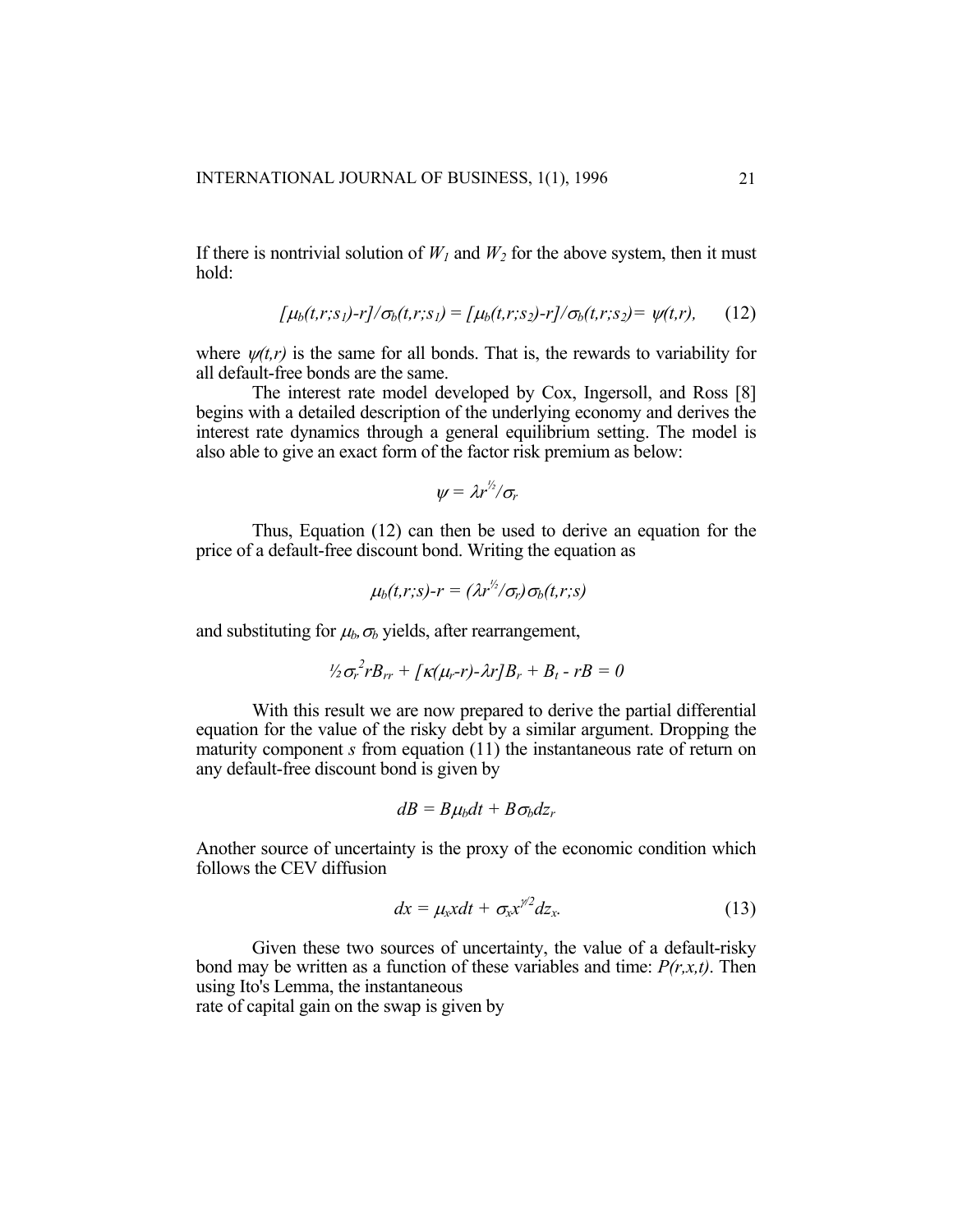If there is nontrivial solution of $W_1$ and $W_2$ for the above system, then it must hold:

$$[\mu_b(t,r;s_1)-r]/\sigma_b(t,r;s_1) = [\mu_b(t,r;s_2)-r]/\sigma_b(t,r;s_2) = \psi(t,r), \qquad (12)$$

where $\psi(t,r)$ is the same for all bonds. That is, the rewards to variability for all default-free bonds are the same.

The interest rate model developed by Cox, Ingersoll, and Ross [8] begins with a detailed description of the underlying economy and derives the interest rate dynamics through a general equilibrium setting. The model is also able to give an exact form of the factor risk premium as below:

$$\psi = \lambda r^{1/2}/\sigma_r$$

Thus, Equation (12) can then be used to derive an equation for the price of a default-free discount bond. Writing the equation as

$$\mu_b(t,r;s)-r = (\lambda r^{1/2}/\sigma_r)\sigma_b(t,r;s)$$

and substituting for $\mu_b, \sigma_b$ yields, after rearrangement,

$$\tfrac{1}{2}\sigma_r^2 rB_{rr} + [\kappa(\mu_r-r)-\lambda r]B_r + B_t - rB = 0$$

With this result we are now prepared to derive the partial differential equation for the value of the risky debt by a similar argument. Dropping the maturity component $s$ from equation (11) the instantaneous rate of return on any default-free discount bond is given by

$$dB = B\mu_b dt + B\sigma_b dz_r$$

Another source of uncertainty is the proxy of the economic condition which follows the CEV diffusion

$$dx = \mu_x x dt + \sigma_x x^{\gamma/2} dz_x. \qquad (13)$$

Given these two sources of uncertainty, the value of a default-risky bond may be written as a function of these variables and time: $P(r,x,t)$. Then using Ito's Lemma, the instantaneous rate of capital gain on the swap is given by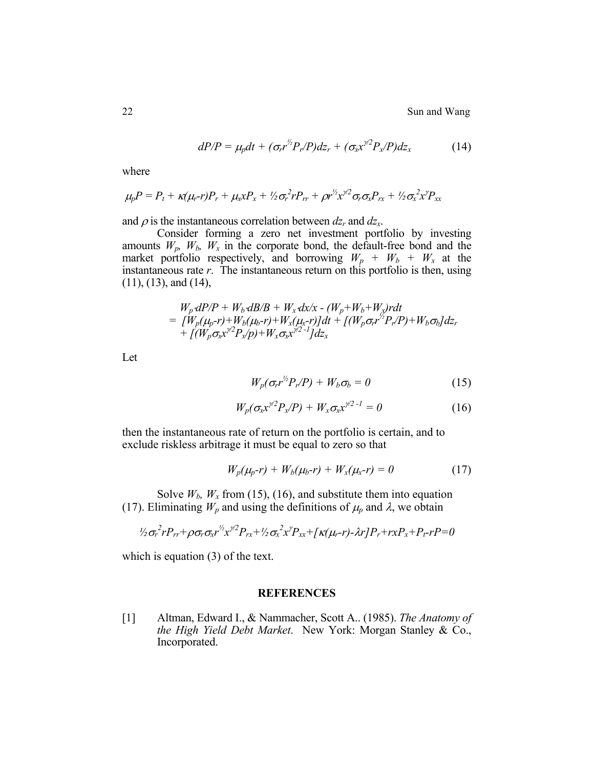$$dP/P = \mu_p dt + (\sigma_r r^{1/2} P_r/P)dz_r + (\sigma_x x^{\gamma/2} P_x/P)dz_x \tag{14}$$

where

$$\mu_p P = P_t + \kappa(\mu_r - r)P_r + \mu_x x P_x + ½\sigma_r^2 r P_{rr} + \rho r^{1/2} x^{\gamma/2} \sigma_r \sigma_x P_{rx} + ½\sigma_x^2 x^\gamma P_{xx}$$

and $\rho$ is the instantaneous correlation between $dz_r$ and $dz_x$.

Consider forming a zero net investment portfolio by investing amounts $W_p$, $W_b$, $W_x$ in the corporate bond, the default-free bond and the market portfolio respectively, and borrowing $W_p + W_b + W_x$ at the instantaneous rate $r$. The instantaneous return on this portfolio is then, using (11), (13), and (14),

$$\begin{aligned} & W_p \cdot dP/P + W_b \cdot dB/B + W_x \cdot dx/x - (W_p+W_b+W_x)rdt \\ &= [W_p(\mu_p - r) + W_b(\mu_b - r) + W_x(\mu_x - r)]dt + [(W_p \sigma_r r^{1/2} P_r/P) + W_b \sigma_b]dz_r \\ &\quad + [(W_p \sigma_x x^{\gamma/2} P_x/p) + W_x \sigma_x x^{\gamma/2 - 1}]dz_x \end{aligned}$$

Let

$$W_p(\sigma_r r^{1/2} P_r/P) + W_b \sigma_b = 0 \tag{15}$$

$$W_p(\sigma_x x^{\gamma/2} P_x/P) + W_x \sigma_x x^{\gamma/2 - 1} = 0 \tag{16}$$

then the instantaneous rate of return on the portfolio is certain, and to exclude riskless arbitrage it must be equal to zero so that

$$W_p(\mu_p - r) + W_b(\mu_b - r) + W_x(\mu_x - r) = 0 \tag{17}$$

Solve $W_b$, $W_x$ from (15), (16), and substitute them into equation (17). Eliminating $W_p$ and using the definitions of $\mu_p$ and $\lambda$, we obtain

$$½\sigma_r^2 r P_{rr} + \rho \sigma_r \sigma_x r^{1/2} x^{\gamma/2} P_{rx} + ½\sigma_x^2 x^\gamma P_{xx} + [\kappa(\mu_r - r) - \lambda r]P_r + r x P_x + P_t - rP = 0$$

which is equation (3) of the text.

## REFERENCES

[1] Altman, Edward I., & Nammacher, Scott A.. (1985). *The Anatomy of the High Yield Debt Market*. New York: Morgan Stanley & Co., Incorporated.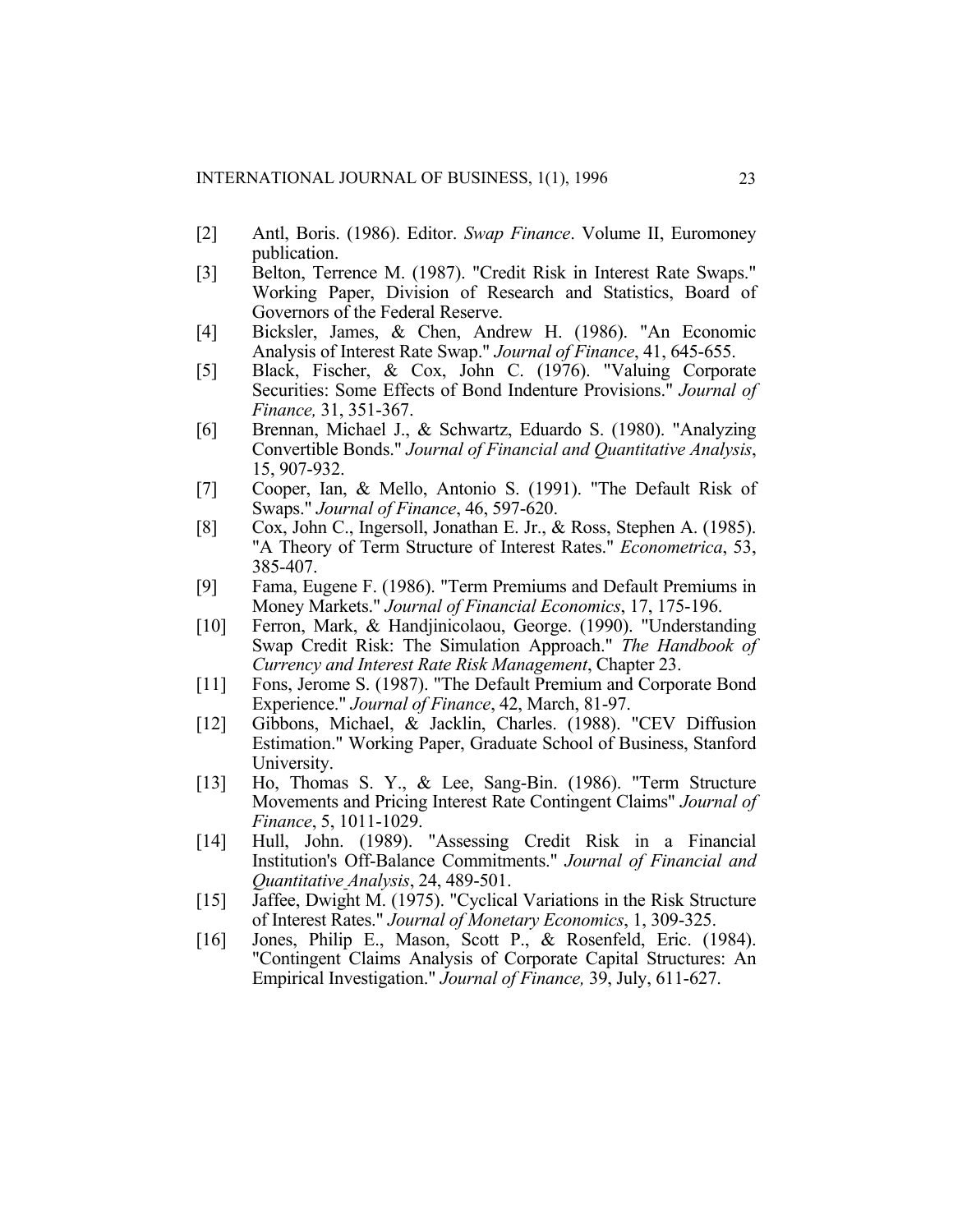[2] Antl, Boris. (1986). Editor. *Swap Finance*. Volume II, Euromoney publication.

[3] Belton, Terrence M. (1987). "Credit Risk in Interest Rate Swaps." Working Paper, Division of Research and Statistics, Board of Governors of the Federal Reserve.

[4] Bicksler, James, & Chen, Andrew H. (1986). "An Economic Analysis of Interest Rate Swap." *Journal of Finance*, 41, 645-655.

[5] Black, Fischer, & Cox, John C. (1976). "Valuing Corporate Securities: Some Effects of Bond Indenture Provisions." *Journal of Finance,* 31, 351-367.

[6] Brennan, Michael J., & Schwartz, Eduardo S. (1980). "Analyzing Convertible Bonds." *Journal of Financial and Quantitative Analysis*, 15, 907-932.

[7] Cooper, Ian, & Mello, Antonio S. (1991). "The Default Risk of Swaps." *Journal of Finance*, 46, 597-620.

[8] Cox, John C., Ingersoll, Jonathan E. Jr., & Ross, Stephen A. (1985). "A Theory of Term Structure of Interest Rates." *Econometrica*, 53, 385-407.

[9] Fama, Eugene F. (1986). "Term Premiums and Default Premiums in Money Markets." *Journal of Financial Economics*, 17, 175-196.

[10] Ferron, Mark, & Handjinicolaou, George. (1990). "Understanding Swap Credit Risk: The Simulation Approach." *The Handbook of Currency and Interest Rate Risk Management*, Chapter 23.

[11] Fons, Jerome S. (1987). "The Default Premium and Corporate Bond Experience." *Journal of Finance*, 42, March, 81-97.

[12] Gibbons, Michael, & Jacklin, Charles. (1988). "CEV Diffusion Estimation." Working Paper, Graduate School of Business, Stanford University.

[13] Ho, Thomas S. Y., & Lee, Sang-Bin. (1986). "Term Structure Movements and Pricing Interest Rate Contingent Claims" *Journal of Finance*, 5, 1011-1029.

[14] Hull, John. (1989). "Assessing Credit Risk in a Financial Institution's Off-Balance Commitments." *Journal of Financial and Quantitative Analysis*, 24, 489-501.

[15] Jaffee, Dwight M. (1975). "Cyclical Variations in the Risk Structure of Interest Rates." *Journal of Monetary Economics*, 1, 309-325.

[16] Jones, Philip E., Mason, Scott P., & Rosenfeld, Eric. (1984). "Contingent Claims Analysis of Corporate Capital Structures: An Empirical Investigation." *Journal of Finance,* 39, July, 611-627.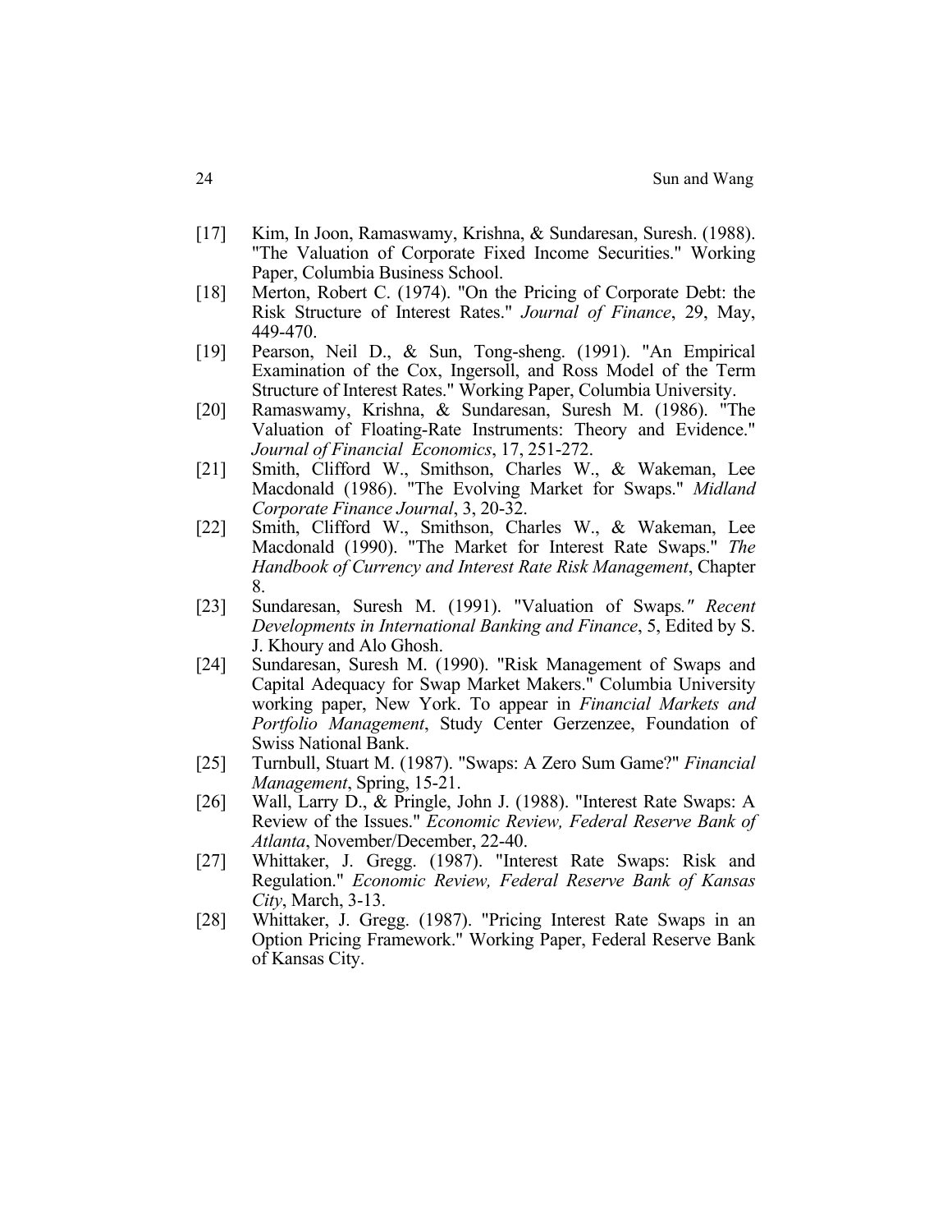[17] Kim, In Joon, Ramaswamy, Krishna, & Sundaresan, Suresh. (1988). "The Valuation of Corporate Fixed Income Securities." Working Paper, Columbia Business School.

[18] Merton, Robert C. (1974). "On the Pricing of Corporate Debt: the Risk Structure of Interest Rates." *Journal of Finance*, 29, May, 449-470.

[19] Pearson, Neil D., & Sun, Tong-sheng. (1991). "An Empirical Examination of the Cox, Ingersoll, and Ross Model of the Term Structure of Interest Rates." Working Paper, Columbia University.

[20] Ramaswamy, Krishna, & Sundaresan, Suresh M. (1986). "The Valuation of Floating-Rate Instruments: Theory and Evidence." *Journal of Financial Economics*, 17, 251-272.

[21] Smith, Clifford W., Smithson, Charles W., & Wakeman, Lee Macdonald (1986). "The Evolving Market for Swaps." *Midland Corporate Finance Journal*, 3, 20-32.

[22] Smith, Clifford W., Smithson, Charles W., & Wakeman, Lee Macdonald (1990). "The Market for Interest Rate Swaps." *The Handbook of Currency and Interest Rate Risk Management*, Chapter 8.

[23] Sundaresan, Suresh M. (1991). "Valuation of Swaps." *Recent Developments in International Banking and Finance*, 5, Edited by S. J. Khoury and Alo Ghosh.

[24] Sundaresan, Suresh M. (1990). "Risk Management of Swaps and Capital Adequacy for Swap Market Makers." Columbia University working paper, New York. To appear in *Financial Markets and Portfolio Management*, Study Center Gerzenzee, Foundation of Swiss National Bank.

[25] Turnbull, Stuart M. (1987). "Swaps: A Zero Sum Game?" *Financial Management*, Spring, 15-21.

[26] Wall, Larry D., & Pringle, John J. (1988). "Interest Rate Swaps: A Review of the Issues." *Economic Review, Federal Reserve Bank of Atlanta*, November/December, 22-40.

[27] Whittaker, J. Gregg. (1987). "Interest Rate Swaps: Risk and Regulation." *Economic Review, Federal Reserve Bank of Kansas City*, March, 3-13.

[28] Whittaker, J. Gregg. (1987). "Pricing Interest Rate Swaps in an Option Pricing Framework." Working Paper, Federal Reserve Bank of Kansas City.